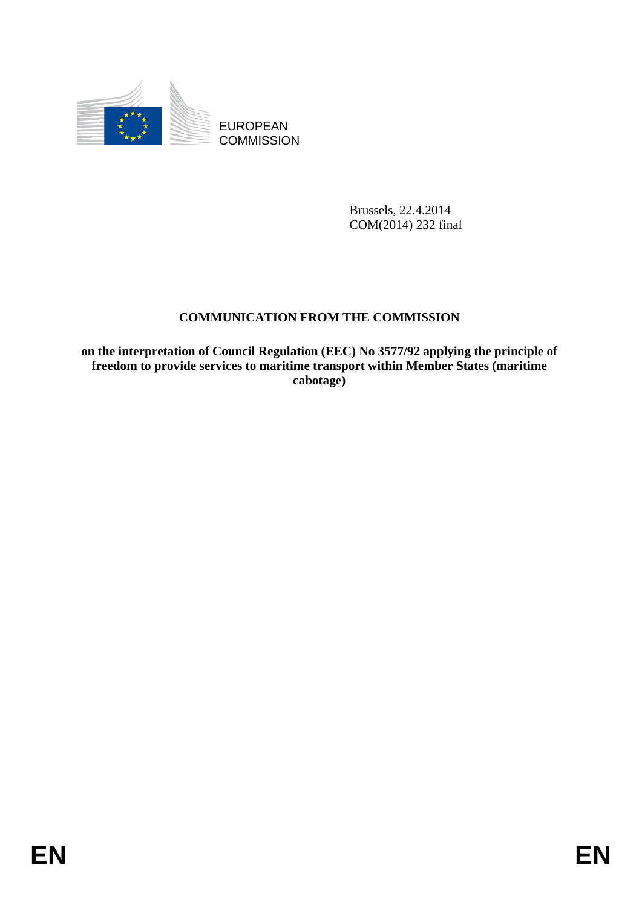EUROPEAN COMMISSION

Brussels, 22.4.2014
COM(2014) 232 final

# COMMUNICATION FROM THE COMMISSION

**on the interpretation of Council Regulation (EEC) No 3577/92 applying the principle of freedom to provide services to maritime transport within Member States (maritime cabotage)**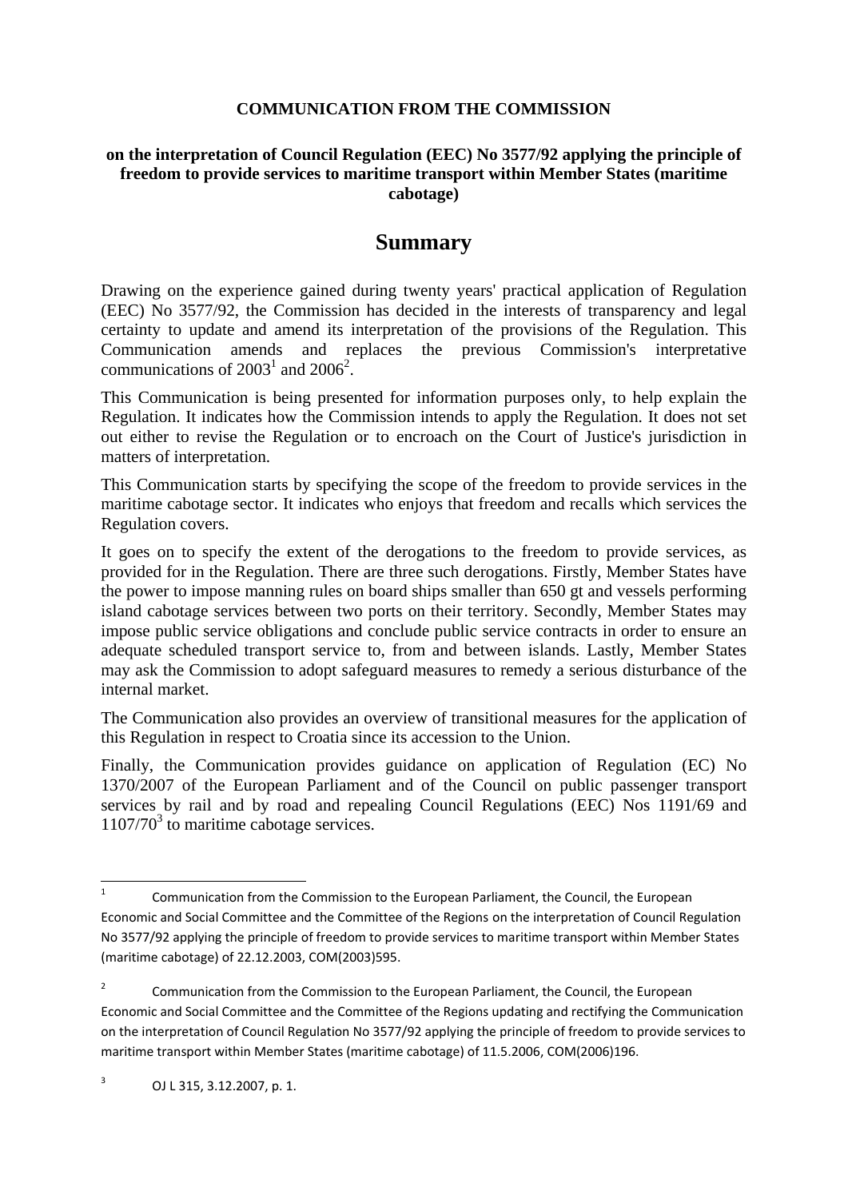**COMMUNICATION FROM THE COMMISSION**

**on the interpretation of Council Regulation (EEC) No 3577/92 applying the principle of freedom to provide services to maritime transport within Member States (maritime cabotage)**

# Summary

Drawing on the experience gained during twenty years' practical application of Regulation (EEC) No 3577/92, the Commission has decided in the interests of transparency and legal certainty to update and amend its interpretation of the provisions of the Regulation. This Communication amends and replaces the previous Commission's interpretative communications of 2003[1] and 2006[2].

This Communication is being presented for information purposes only, to help explain the Regulation. It indicates how the Commission intends to apply the Regulation. It does not set out either to revise the Regulation or to encroach on the Court of Justice's jurisdiction in matters of interpretation.

This Communication starts by specifying the scope of the freedom to provide services in the maritime cabotage sector. It indicates who enjoys that freedom and recalls which services the Regulation covers.

It goes on to specify the extent of the derogations to the freedom to provide services, as provided for in the Regulation. There are three such derogations. Firstly, Member States have the power to impose manning rules on board ships smaller than 650 gt and vessels performing island cabotage services between two ports on their territory. Secondly, Member States may impose public service obligations and conclude public service contracts in order to ensure an adequate scheduled transport service to, from and between islands. Lastly, Member States may ask the Commission to adopt safeguard measures to remedy a serious disturbance of the internal market.

The Communication also provides an overview of transitional measures for the application of this Regulation in respect to Croatia since its accession to the Union.

Finally, the Communication provides guidance on application of Regulation (EC) No 1370/2007 of the European Parliament and of the Council on public passenger transport services by rail and by road and repealing Council Regulations (EEC) Nos 1191/69 and 1107/70[3] to maritime cabotage services.

---

[1] Communication from the Commission to the European Parliament, the Council, the European Economic and Social Committee and the Committee of the Regions on the interpretation of Council Regulation No 3577/92 applying the principle of freedom to provide services to maritime transport within Member States (maritime cabotage) of 22.12.2003, COM(2003)595.

[2] Communication from the Commission to the European Parliament, the Council, the European Economic and Social Committee and the Committee of the Regions updating and rectifying the Communication on the interpretation of Council Regulation No 3577/92 applying the principle of freedom to provide services to maritime transport within Member States (maritime cabotage) of 11.5.2006, COM(2006)196.

[3] OJ L 315, 3.12.2007, p. 1.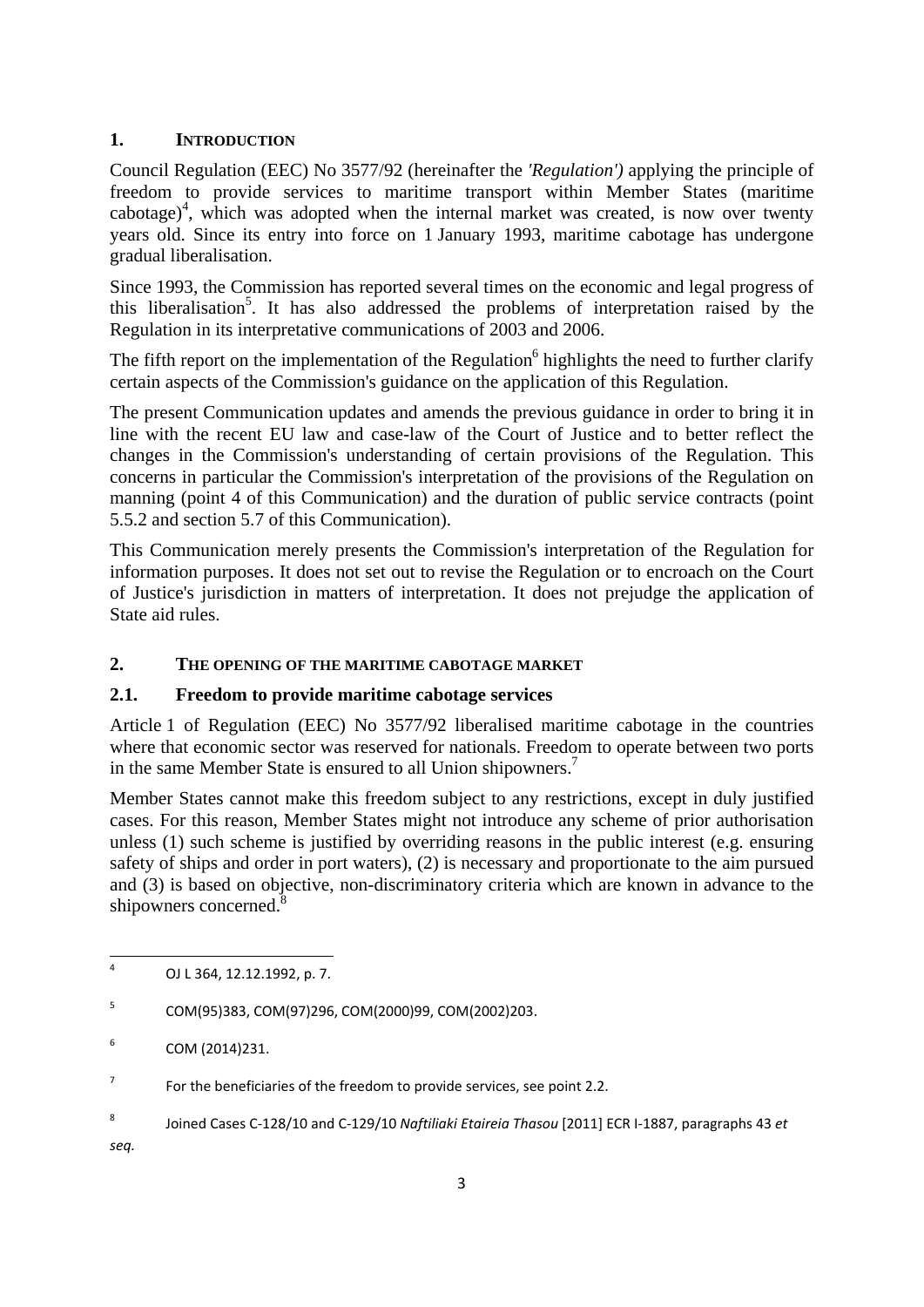## 1. INTRODUCTION

Council Regulation (EEC) No 3577/92 (hereinafter the *'Regulation')* applying the principle of freedom to provide services to maritime transport within Member States (maritime cabotage)[4], which was adopted when the internal market was created, is now over twenty years old. Since its entry into force on 1 January 1993, maritime cabotage has undergone gradual liberalisation.

Since 1993, the Commission has reported several times on the economic and legal progress of this liberalisation[5]. It has also addressed the problems of interpretation raised by the Regulation in its interpretative communications of 2003 and 2006.

The fifth report on the implementation of the Regulation[6] highlights the need to further clarify certain aspects of the Commission's guidance on the application of this Regulation.

The present Communication updates and amends the previous guidance in order to bring it in line with the recent EU law and case-law of the Court of Justice and to better reflect the changes in the Commission's understanding of certain provisions of the Regulation. This concerns in particular the Commission's interpretation of the provisions of the Regulation on manning (point 4 of this Communication) and the duration of public service contracts (point 5.5.2 and section 5.7 of this Communication).

This Communication merely presents the Commission's interpretation of the Regulation for information purposes. It does not set out to revise the Regulation or to encroach on the Court of Justice's jurisdiction in matters of interpretation. It does not prejudge the application of State aid rules.

## 2. THE OPENING OF THE MARITIME CABOTAGE MARKET

### 2.1. Freedom to provide maritime cabotage services

Article 1 of Regulation (EEC) No 3577/92 liberalised maritime cabotage in the countries where that economic sector was reserved for nationals. Freedom to operate between two ports in the same Member State is ensured to all Union shipowners.[7]

Member States cannot make this freedom subject to any restrictions, except in duly justified cases. For this reason, Member States might not introduce any scheme of prior authorisation unless (1) such scheme is justified by overriding reasons in the public interest (e.g. ensuring safety of ships and order in port waters), (2) is necessary and proportionate to the aim pursued and (3) is based on objective, non-discriminatory criteria which are known in advance to the shipowners concerned.[8]

---

[4] OJ L 364, 12.12.1992, p. 7.

[5] COM(95)383, COM(97)296, COM(2000)99, COM(2002)203.

[6] COM (2014)231.

[7] For the beneficiaries of the freedom to provide services, see point 2.2.

[8] Joined Cases C-128/10 and C-129/10 *Naftiliaki Etaireia Thasou* [2011] ECR I-1887, paragraphs 43 *et seq.*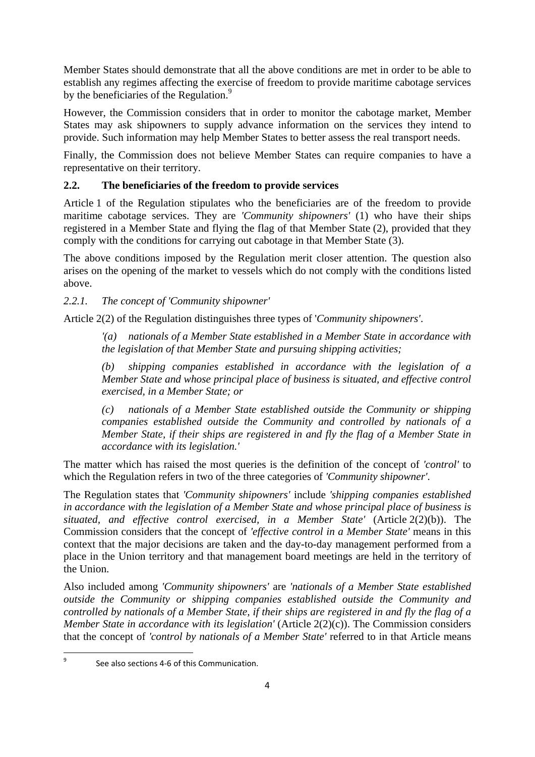Member States should demonstrate that all the above conditions are met in order to be able to establish any regimes affecting the exercise of freedom to provide maritime cabotage services by the beneficiaries of the Regulation.[9]

However, the Commission considers that in order to monitor the cabotage market, Member States may ask shipowners to supply advance information on the services they intend to provide. Such information may help Member States to better assess the real transport needs.

Finally, the Commission does not believe Member States can require companies to have a representative on their territory.

### 2.2. The beneficiaries of the freedom to provide services

Article 1 of the Regulation stipulates who the beneficiaries are of the freedom to provide maritime cabotage services. They are *'Community shipowners'* (1) who have their ships registered in a Member State and flying the flag of that Member State (2), provided that they comply with the conditions for carrying out cabotage in that Member State (3).

The above conditions imposed by the Regulation merit closer attention. The question also arises on the opening of the market to vessels which do not comply with the conditions listed above.

#### *2.2.1. The concept of 'Community shipowner'*

Article 2(2) of the Regulation distinguishes three types of '*Community shipowners'*.

> *'(a) nationals of a Member State established in a Member State in accordance with the legislation of that Member State and pursuing shipping activities;*
>
> *(b) shipping companies established in accordance with the legislation of a Member State and whose principal place of business is situated, and effective control exercised, in a Member State; or*
>
> *(c) nationals of a Member State established outside the Community or shipping companies established outside the Community and controlled by nationals of a Member State, if their ships are registered in and fly the flag of a Member State in accordance with its legislation.'*

The matter which has raised the most queries is the definition of the concept of *'control'* to which the Regulation refers in two of the three categories of *'Community shipowner'*.

The Regulation states that *'Community shipowners'* include *'shipping companies established in accordance with the legislation of a Member State and whose principal place of business is situated, and effective control exercised, in a Member State'* (Article 2(2)(b)). The Commission considers that the concept of *'effective control in a Member State'* means in this context that the major decisions are taken and the day-to-day management performed from a place in the Union territory and that management board meetings are held in the territory of the Union.

Also included among *'Community shipowners'* are *'nationals of a Member State established outside the Community or shipping companies established outside the Community and controlled by nationals of a Member State, if their ships are registered in and fly the flag of a Member State in accordance with its legislation'* (Article 2(2)(c)). The Commission considers that the concept of *'control by nationals of a Member State'* referred to in that Article means

[9] See also sections 4-6 of this Communication.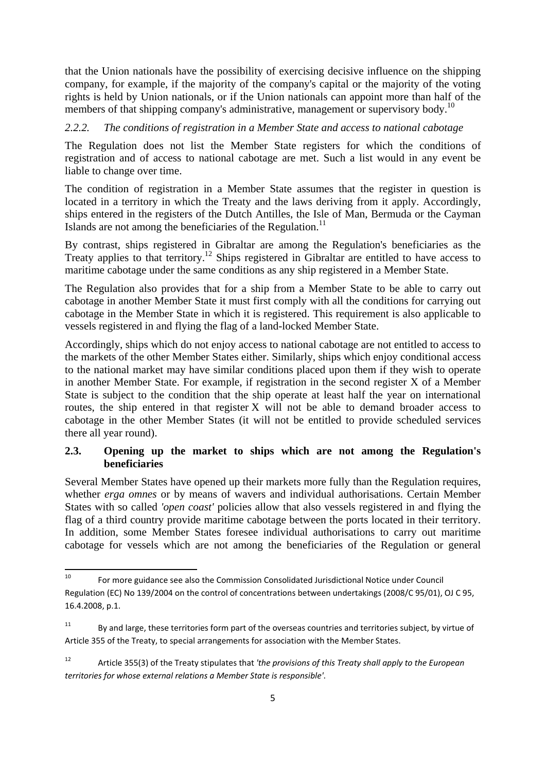that the Union nationals have the possibility of exercising decisive influence on the shipping company, for example, if the majority of the company's capital or the majority of the voting rights is held by Union nationals, or if the Union nationals can appoint more than half of the members of that shipping company's administrative, management or supervisory body.[10]

### *2.2.2. The conditions of registration in a Member State and access to national cabotage*

The Regulation does not list the Member State registers for which the conditions of registration and of access to national cabotage are met. Such a list would in any event be liable to change over time.

The condition of registration in a Member State assumes that the register in question is located in a territory in which the Treaty and the laws deriving from it apply. Accordingly, ships entered in the registers of the Dutch Antilles, the Isle of Man, Bermuda or the Cayman Islands are not among the beneficiaries of the Regulation.[11]

By contrast, ships registered in Gibraltar are among the Regulation's beneficiaries as the Treaty applies to that territory.[12] Ships registered in Gibraltar are entitled to have access to maritime cabotage under the same conditions as any ship registered in a Member State.

The Regulation also provides that for a ship from a Member State to be able to carry out cabotage in another Member State it must first comply with all the conditions for carrying out cabotage in the Member State in which it is registered. This requirement is also applicable to vessels registered in and flying the flag of a land-locked Member State.

Accordingly, ships which do not enjoy access to national cabotage are not entitled to access to the markets of the other Member States either. Similarly, ships which enjoy conditional access to the national market may have similar conditions placed upon them if they wish to operate in another Member State. For example, if registration in the second register X of a Member State is subject to the condition that the ship operate at least half the year on international routes, the ship entered in that register X will not be able to demand broader access to cabotage in the other Member States (it will not be entitled to provide scheduled services there all year round).

## **2.3. Opening up the market to ships which are not among the Regulation's beneficiaries**

Several Member States have opened up their markets more fully than the Regulation requires, whether *erga omnes* or by means of wavers and individual authorisations. Certain Member States with so called *'open coast'* policies allow that also vessels registered in and flying the flag of a third country provide maritime cabotage between the ports located in their territory. In addition, some Member States foresee individual authorisations to carry out maritime cabotage for vessels which are not among the beneficiaries of the Regulation or general

---

[10] For more guidance see also the Commission Consolidated Jurisdictional Notice under Council Regulation (EC) No 139/2004 on the control of concentrations between undertakings (2008/C 95/01), OJ C 95, 16.4.2008, p.1.

[11] By and large, these territories form part of the overseas countries and territories subject, by virtue of Article 355 of the Treaty, to special arrangements for association with the Member States.

[12] Article 355(3) of the Treaty stipulates that *'the provisions of this Treaty shall apply to the European territories for whose external relations a Member State is responsible'*.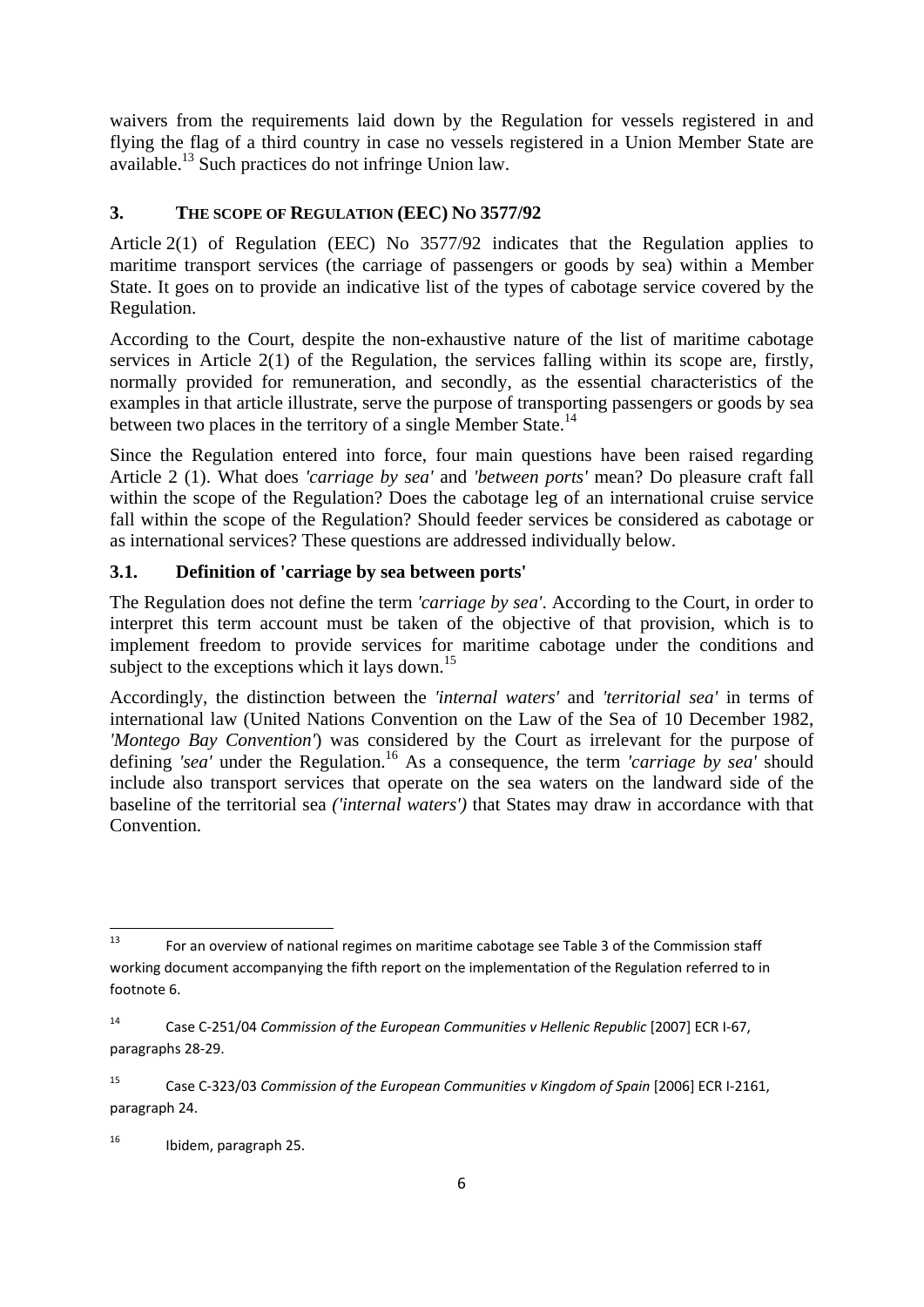waivers from the requirements laid down by the Regulation for vessels registered in and flying the flag of a third country in case no vessels registered in a Union Member State are available.[13] Such practices do not infringe Union law.

## 3. THE SCOPE OF REGULATION (EEC) NO 3577/92

Article 2(1) of Regulation (EEC) No 3577/92 indicates that the Regulation applies to maritime transport services (the carriage of passengers or goods by sea) within a Member State. It goes on to provide an indicative list of the types of cabotage service covered by the Regulation.

According to the Court, despite the non-exhaustive nature of the list of maritime cabotage services in Article 2(1) of the Regulation, the services falling within its scope are, firstly, normally provided for remuneration, and secondly, as the essential characteristics of the examples in that article illustrate, serve the purpose of transporting passengers or goods by sea between two places in the territory of a single Member State.[14]

Since the Regulation entered into force, four main questions have been raised regarding Article 2 (1). What does *'carriage by sea'* and *'between ports'* mean? Do pleasure craft fall within the scope of the Regulation? Does the cabotage leg of an international cruise service fall within the scope of the Regulation? Should feeder services be considered as cabotage or as international services? These questions are addressed individually below.

### 3.1. Definition of 'carriage by sea between ports'

The Regulation does not define the term *'carriage by sea'*. According to the Court, in order to interpret this term account must be taken of the objective of that provision, which is to implement freedom to provide services for maritime cabotage under the conditions and subject to the exceptions which it lays down.[15]

Accordingly, the distinction between the *'internal waters'* and *'territorial sea'* in terms of international law (United Nations Convention on the Law of the Sea of 10 December 1982, *'Montego Bay Convention'*) was considered by the Court as irrelevant for the purpose of defining *'sea'* under the Regulation.[16] As a consequence, the term *'carriage by sea'* should include also transport services that operate on the sea waters on the landward side of the baseline of the territorial sea *('internal waters')* that States may draw in accordance with that Convention.

---

[13] For an overview of national regimes on maritime cabotage see Table 3 of the Commission staff working document accompanying the fifth report on the implementation of the Regulation referred to in footnote 6.

[14] Case C-251/04 *Commission of the European Communities v Hellenic Republic* [2007] ECR I-67, paragraphs 28-29.

[15] Case C-323/03 *Commission of the European Communities v Kingdom of Spain* [2006] ECR I-2161, paragraph 24.

[16] Ibidem, paragraph 25.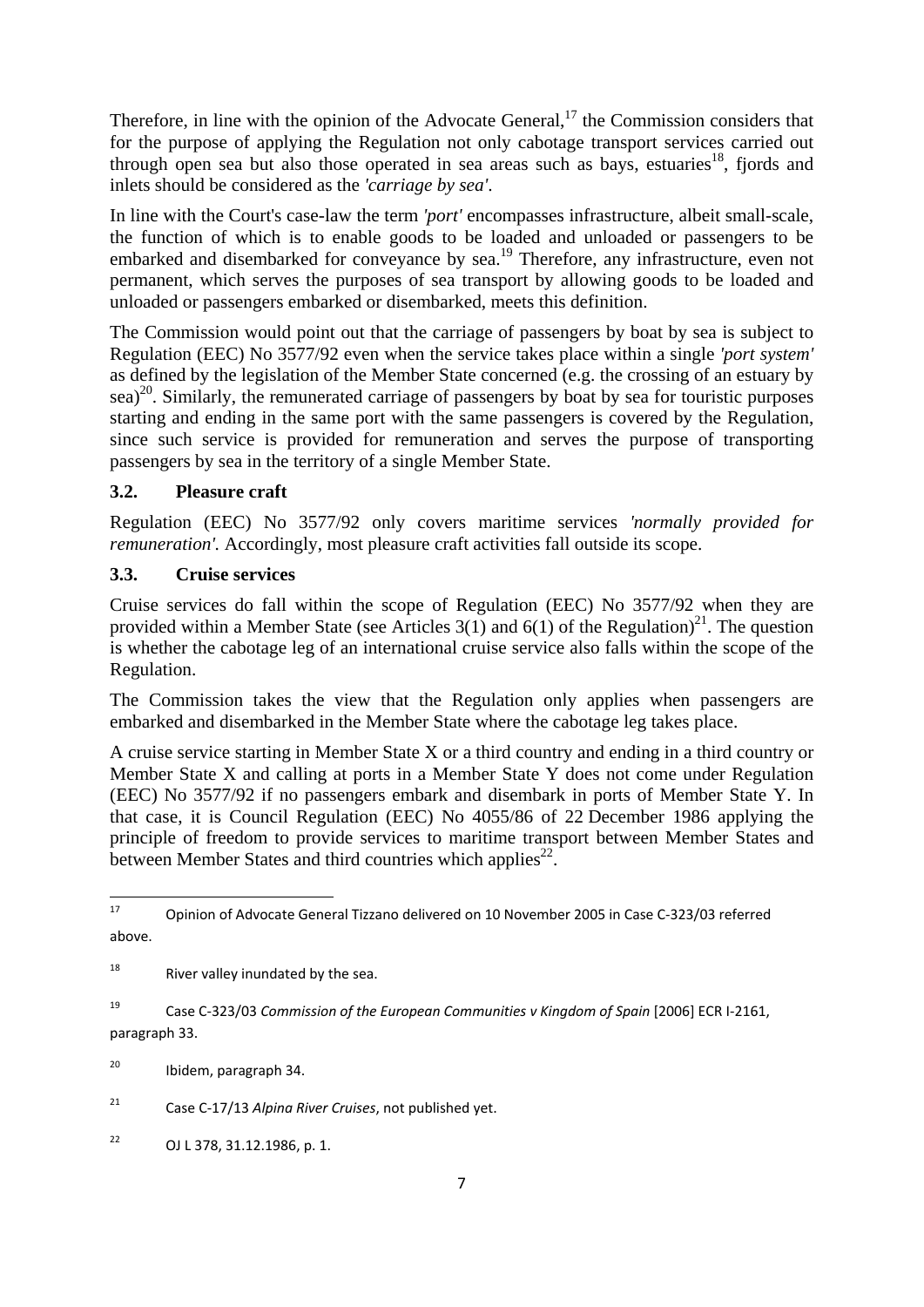Therefore, in line with the opinion of the Advocate General,[17] the Commission considers that for the purpose of applying the Regulation not only cabotage transport services carried out through open sea but also those operated in sea areas such as bays, estuaries[18], fjords and inlets should be considered as the *'carriage by sea'*.

In line with the Court's case-law the term *'port'* encompasses infrastructure, albeit small-scale, the function of which is to enable goods to be loaded and unloaded or passengers to be embarked and disembarked for conveyance by sea.[19] Therefore, any infrastructure, even not permanent, which serves the purposes of sea transport by allowing goods to be loaded and unloaded or passengers embarked or disembarked, meets this definition.

The Commission would point out that the carriage of passengers by boat by sea is subject to Regulation (EEC) No 3577/92 even when the service takes place within a single *'port system'* as defined by the legislation of the Member State concerned (e.g. the crossing of an estuary by sea)[20]. Similarly, the remunerated carriage of passengers by boat by sea for touristic purposes starting and ending in the same port with the same passengers is covered by the Regulation, since such service is provided for remuneration and serves the purpose of transporting passengers by sea in the territory of a single Member State.

### 3.2. Pleasure craft

Regulation (EEC) No 3577/92 only covers maritime services *'normally provided for remuneration'*. Accordingly, most pleasure craft activities fall outside its scope.

### 3.3. Cruise services

Cruise services do fall within the scope of Regulation (EEC) No 3577/92 when they are provided within a Member State (see Articles 3(1) and 6(1) of the Regulation)[21]. The question is whether the cabotage leg of an international cruise service also falls within the scope of the Regulation.

The Commission takes the view that the Regulation only applies when passengers are embarked and disembarked in the Member State where the cabotage leg takes place.

A cruise service starting in Member State X or a third country and ending in a third country or Member State X and calling at ports in a Member State Y does not come under Regulation (EEC) No 3577/92 if no passengers embark and disembark in ports of Member State Y. In that case, it is Council Regulation (EEC) No 4055/86 of 22 December 1986 applying the principle of freedom to provide services to maritime transport between Member States and between Member States and third countries which applies[22].

---

[17] Opinion of Advocate General Tizzano delivered on 10 November 2005 in Case C-323/03 referred above.

[18] River valley inundated by the sea.

[19] Case C-323/03 *Commission of the European Communities v Kingdom of Spain* [2006] ECR I-2161, paragraph 33.

[20] Ibidem, paragraph 34.

[21] Case C-17/13 *Alpina River Cruises*, not published yet.

[22] OJ L 378, 31.12.1986, p. 1.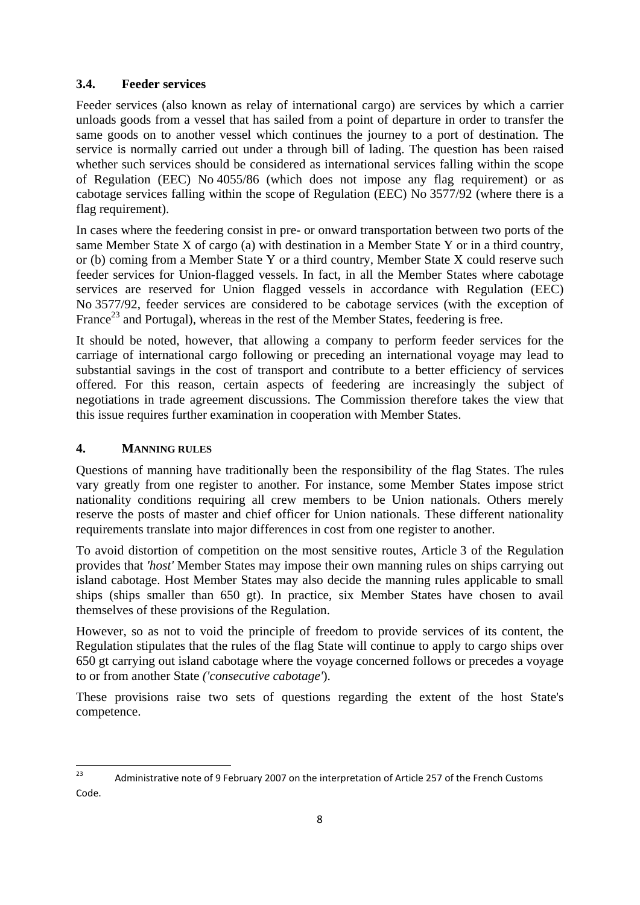### 3.4. Feeder services

Feeder services (also known as relay of international cargo) are services by which a carrier unloads goods from a vessel that has sailed from a point of departure in order to transfer the same goods on to another vessel which continues the journey to a port of destination. The service is normally carried out under a through bill of lading. The question has been raised whether such services should be considered as international services falling within the scope of Regulation (EEC) No 4055/86 (which does not impose any flag requirement) or as cabotage services falling within the scope of Regulation (EEC) No 3577/92 (where there is a flag requirement).

In cases where the feedering consist in pre- or onward transportation between two ports of the same Member State X of cargo (a) with destination in a Member State Y or in a third country, or (b) coming from a Member State Y or a third country, Member State X could reserve such feeder services for Union-flagged vessels. In fact, in all the Member States where cabotage services are reserved for Union flagged vessels in accordance with Regulation (EEC) No 3577/92, feeder services are considered to be cabotage services (with the exception of France[23] and Portugal), whereas in the rest of the Member States, feedering is free.

It should be noted, however, that allowing a company to perform feeder services for the carriage of international cargo following or preceding an international voyage may lead to substantial savings in the cost of transport and contribute to a better efficiency of services offered. For this reason, certain aspects of feedering are increasingly the subject of negotiations in trade agreement discussions. The Commission therefore takes the view that this issue requires further examination in cooperation with Member States.

## 4. MANNING RULES

Questions of manning have traditionally been the responsibility of the flag States. The rules vary greatly from one register to another. For instance, some Member States impose strict nationality conditions requiring all crew members to be Union nationals. Others merely reserve the posts of master and chief officer for Union nationals. These different nationality requirements translate into major differences in cost from one register to another.

To avoid distortion of competition on the most sensitive routes, Article 3 of the Regulation provides that *'host'* Member States may impose their own manning rules on ships carrying out island cabotage. Host Member States may also decide the manning rules applicable to small ships (ships smaller than 650 gt). In practice, six Member States have chosen to avail themselves of these provisions of the Regulation.

However, so as not to void the principle of freedom to provide services of its content, the Regulation stipulates that the rules of the flag State will continue to apply to cargo ships over 650 gt carrying out island cabotage where the voyage concerned follows or precedes a voyage to or from another State *('consecutive cabotage'*).

These provisions raise two sets of questions regarding the extent of the host State's competence.

---

[23] Administrative note of 9 February 2007 on the interpretation of Article 257 of the French Customs Code.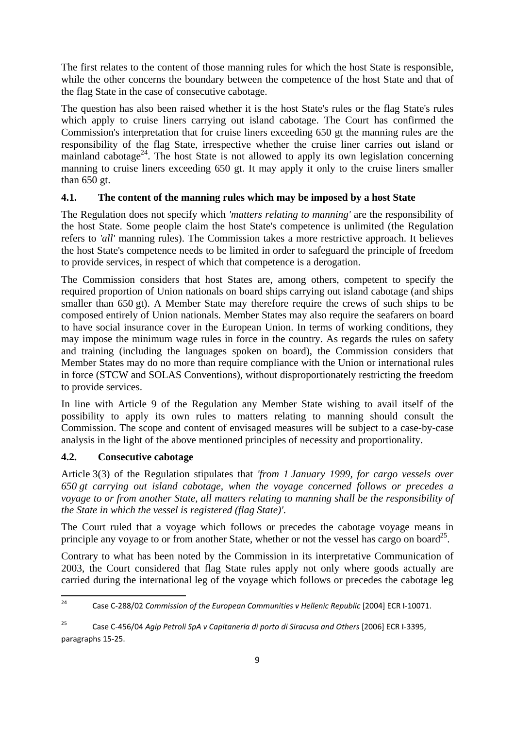The first relates to the content of those manning rules for which the host State is responsible, while the other concerns the boundary between the competence of the host State and that of the flag State in the case of consecutive cabotage.

The question has also been raised whether it is the host State's rules or the flag State's rules which apply to cruise liners carrying out island cabotage. The Court has confirmed the Commission's interpretation that for cruise liners exceeding 650 gt the manning rules are the responsibility of the flag State, irrespective whether the cruise liner carries out island or mainland cabotage[24]. The host State is not allowed to apply its own legislation concerning manning to cruise liners exceeding 650 gt. It may apply it only to the cruise liners smaller than 650 gt.

### 4.1. The content of the manning rules which may be imposed by a host State

The Regulation does not specify which *'matters relating to manning'* are the responsibility of the host State. Some people claim the host State's competence is unlimited (the Regulation refers to *'all'* manning rules). The Commission takes a more restrictive approach. It believes the host State's competence needs to be limited in order to safeguard the principle of freedom to provide services, in respect of which that competence is a derogation.

The Commission considers that host States are, among others, competent to specify the required proportion of Union nationals on board ships carrying out island cabotage (and ships smaller than 650 gt). A Member State may therefore require the crews of such ships to be composed entirely of Union nationals. Member States may also require the seafarers on board to have social insurance cover in the European Union. In terms of working conditions, they may impose the minimum wage rules in force in the country. As regards the rules on safety and training (including the languages spoken on board), the Commission considers that Member States may do no more than require compliance with the Union or international rules in force (STCW and SOLAS Conventions), without disproportionately restricting the freedom to provide services.

In line with Article 9 of the Regulation any Member State wishing to avail itself of the possibility to apply its own rules to matters relating to manning should consult the Commission. The scope and content of envisaged measures will be subject to a case-by-case analysis in the light of the above mentioned principles of necessity and proportionality.

### 4.2. Consecutive cabotage

Article 3(3) of the Regulation stipulates that *'from 1 January 1999, for cargo vessels over 650 gt carrying out island cabotage, when the voyage concerned follows or precedes a voyage to or from another State, all matters relating to manning shall be the responsibility of the State in which the vessel is registered (flag State)'*.

The Court ruled that a voyage which follows or precedes the cabotage voyage means in principle any voyage to or from another State, whether or not the vessel has cargo on board[25].

Contrary to what has been noted by the Commission in its interpretative Communication of 2003, the Court considered that flag State rules apply not only where goods actually are carried during the international leg of the voyage which follows or precedes the cabotage leg

---

[24] Case C-288/02 *Commission of the European Communities v Hellenic Republic* [2004] ECR I-10071.

[25] Case C-456/04 *Agip Petroli SpA v Capitaneria di porto di Siracusa and Others* [2006] ECR I-3395, paragraphs 15-25.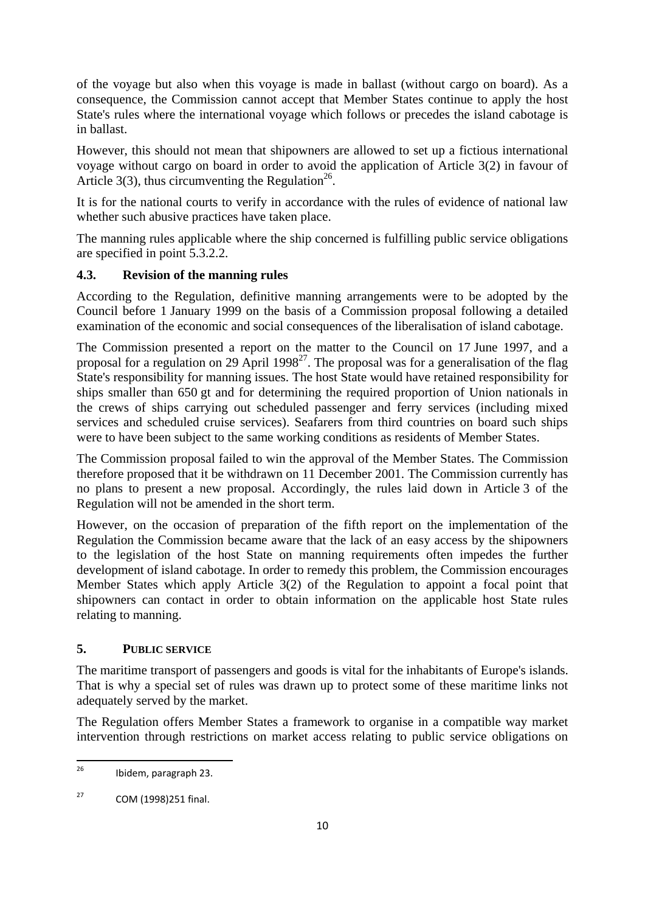of the voyage but also when this voyage is made in ballast (without cargo on board). As a consequence, the Commission cannot accept that Member States continue to apply the host State's rules where the international voyage which follows or precedes the island cabotage is in ballast.

However, this should not mean that shipowners are allowed to set up a fictious international voyage without cargo on board in order to avoid the application of Article 3(2) in favour of Article 3(3), thus circumventing the Regulation[26].

It is for the national courts to verify in accordance with the rules of evidence of national law whether such abusive practices have taken place.

The manning rules applicable where the ship concerned is fulfilling public service obligations are specified in point 5.3.2.2.

### 4.3. Revision of the manning rules

According to the Regulation, definitive manning arrangements were to be adopted by the Council before 1 January 1999 on the basis of a Commission proposal following a detailed examination of the economic and social consequences of the liberalisation of island cabotage.

The Commission presented a report on the matter to the Council on 17 June 1997, and a proposal for a regulation on 29 April 1998[27]. The proposal was for a generalisation of the flag State's responsibility for manning issues. The host State would have retained responsibility for ships smaller than 650 gt and for determining the required proportion of Union nationals in the crews of ships carrying out scheduled passenger and ferry services (including mixed services and scheduled cruise services). Seafarers from third countries on board such ships were to have been subject to the same working conditions as residents of Member States.

The Commission proposal failed to win the approval of the Member States. The Commission therefore proposed that it be withdrawn on 11 December 2001. The Commission currently has no plans to present a new proposal. Accordingly, the rules laid down in Article 3 of the Regulation will not be amended in the short term.

However, on the occasion of preparation of the fifth report on the implementation of the Regulation the Commission became aware that the lack of an easy access by the shipowners to the legislation of the host State on manning requirements often impedes the further development of island cabotage. In order to remedy this problem, the Commission encourages Member States which apply Article 3(2) of the Regulation to appoint a focal point that shipowners can contact in order to obtain information on the applicable host State rules relating to manning.

## 5. PUBLIC SERVICE

The maritime transport of passengers and goods is vital for the inhabitants of Europe's islands. That is why a special set of rules was drawn up to protect some of these maritime links not adequately served by the market.

The Regulation offers Member States a framework to organise in a compatible way market intervention through restrictions on market access relating to public service obligations on

---

[26] Ibidem, paragraph 23.

[27] COM (1998)251 final.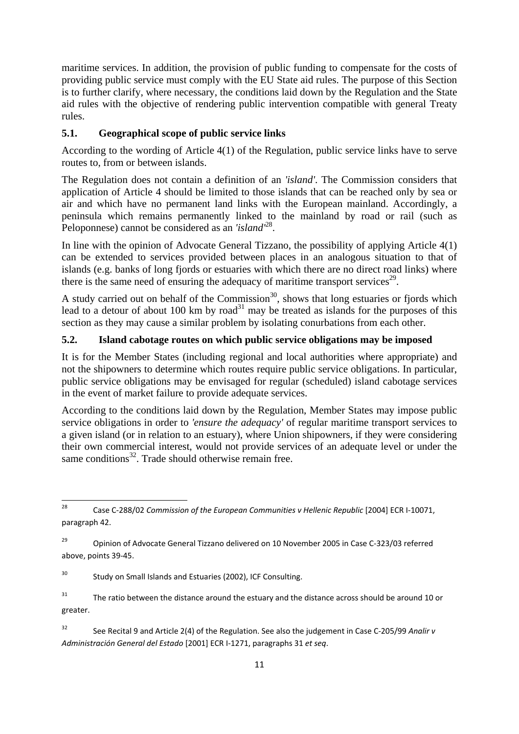maritime services. In addition, the provision of public funding to compensate for the costs of providing public service must comply with the EU State aid rules. The purpose of this Section is to further clarify, where necessary, the conditions laid down by the Regulation and the State aid rules with the objective of rendering public intervention compatible with general Treaty rules.

## 5.1. Geographical scope of public service links

According to the wording of Article 4(1) of the Regulation, public service links have to serve routes to, from or between islands.

The Regulation does not contain a definition of an *'island'*. The Commission considers that application of Article 4 should be limited to those islands that can be reached only by sea or air and which have no permanent land links with the European mainland. Accordingly, a peninsula which remains permanently linked to the mainland by road or rail (such as Peloponnese) cannot be considered as an *'island'*[28].

In line with the opinion of Advocate General Tizzano, the possibility of applying Article 4(1) can be extended to services provided between places in an analogous situation to that of islands (e.g. banks of long fjords or estuaries with which there are no direct road links) where there is the same need of ensuring the adequacy of maritime transport services[29].

A study carried out on behalf of the Commission[30], shows that long estuaries or fjords which lead to a detour of about 100 km by road[31] may be treated as islands for the purposes of this section as they may cause a similar problem by isolating conurbations from each other.

## 5.2. Island cabotage routes on which public service obligations may be imposed

It is for the Member States (including regional and local authorities where appropriate) and not the shipowners to determine which routes require public service obligations. In particular, public service obligations may be envisaged for regular (scheduled) island cabotage services in the event of market failure to provide adequate services.

According to the conditions laid down by the Regulation, Member States may impose public service obligations in order to *'ensure the adequacy'* of regular maritime transport services to a given island (or in relation to an estuary), where Union shipowners, if they were considering their own commercial interest, would not provide services of an adequate level or under the same conditions[32]. Trade should otherwise remain free.

---

[28] Case C-288/02 *Commission of the European Communities v Hellenic Republic* [2004] ECR I-10071, paragraph 42.

[29] Opinion of Advocate General Tizzano delivered on 10 November 2005 in Case C-323/03 referred above, points 39-45.

[30] Study on Small Islands and Estuaries (2002), ICF Consulting.

[31] The ratio between the distance around the estuary and the distance across should be around 10 or greater.

[32] See Recital 9 and Article 2(4) of the Regulation. See also the judgement in Case C-205/99 *Analir v Administración General del Estado* [2001] ECR I-1271, paragraphs 31 *et seq*.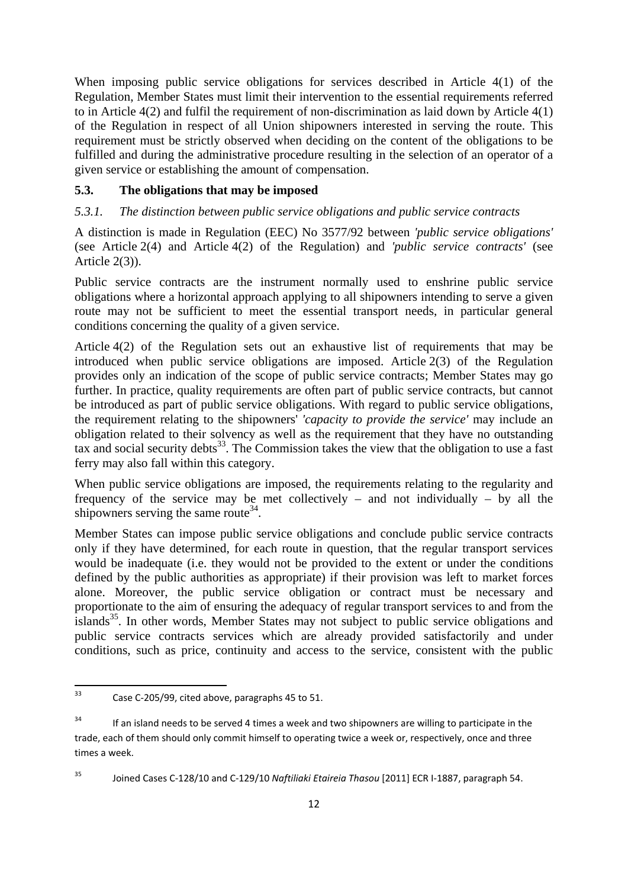When imposing public service obligations for services described in Article 4(1) of the Regulation, Member States must limit their intervention to the essential requirements referred to in Article 4(2) and fulfil the requirement of non-discrimination as laid down by Article 4(1) of the Regulation in respect of all Union shipowners interested in serving the route. This requirement must be strictly observed when deciding on the content of the obligations to be fulfilled and during the administrative procedure resulting in the selection of an operator of a given service or establishing the amount of compensation.

## 5.3. The obligations that may be imposed

### *5.3.1. The distinction between public service obligations and public service contracts*

A distinction is made in Regulation (EEC) No 3577/92 between *'public service obligations'* (see Article 2(4) and Article 4(2) of the Regulation) and *'public service contracts'* (see Article 2(3)).

Public service contracts are the instrument normally used to enshrine public service obligations where a horizontal approach applying to all shipowners intending to serve a given route may not be sufficient to meet the essential transport needs, in particular general conditions concerning the quality of a given service.

Article 4(2) of the Regulation sets out an exhaustive list of requirements that may be introduced when public service obligations are imposed. Article 2(3) of the Regulation provides only an indication of the scope of public service contracts; Member States may go further. In practice, quality requirements are often part of public service contracts, but cannot be introduced as part of public service obligations. With regard to public service obligations, the requirement relating to the shipowners' *'capacity to provide the service'* may include an obligation related to their solvency as well as the requirement that they have no outstanding tax and social security debts[33]. The Commission takes the view that the obligation to use a fast ferry may also fall within this category.

When public service obligations are imposed, the requirements relating to the regularity and frequency of the service may be met collectively – and not individually – by all the shipowners serving the same route[34].

Member States can impose public service obligations and conclude public service contracts only if they have determined, for each route in question, that the regular transport services would be inadequate (i.e. they would not be provided to the extent or under the conditions defined by the public authorities as appropriate) if their provision was left to market forces alone. Moreover, the public service obligation or contract must be necessary and proportionate to the aim of ensuring the adequacy of regular transport services to and from the islands[35]. In other words, Member States may not subject to public service obligations and public service contracts services which are already provided satisfactorily and under conditions, such as price, continuity and access to the service, consistent with the public

---

[33] Case C-205/99, cited above, paragraphs 45 to 51.

[34] If an island needs to be served 4 times a week and two shipowners are willing to participate in the trade, each of them should only commit himself to operating twice a week or, respectively, once and three times a week.

[35] Joined Cases C-128/10 and C-129/10 *Naftiliaki Etaireia Thasou* [2011] ECR I-1887, paragraph 54.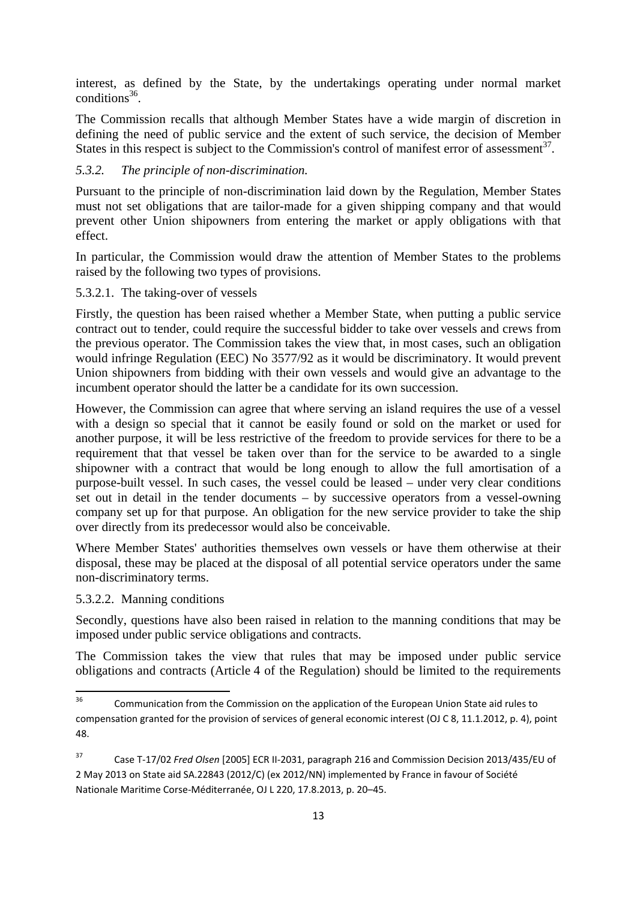interest, as defined by the State, by the undertakings operating under normal market conditions[36].

The Commission recalls that although Member States have a wide margin of discretion in defining the need of public service and the extent of such service, the decision of Member States in this respect is subject to the Commission's control of manifest error of assessment[37].

### *5.3.2. The principle of non-discrimination.*

Pursuant to the principle of non-discrimination laid down by the Regulation, Member States must not set obligations that are tailor-made for a given shipping company and that would prevent other Union shipowners from entering the market or apply obligations with that effect.

In particular, the Commission would draw the attention of Member States to the problems raised by the following two types of provisions.

#### 5.3.2.1. The taking-over of vessels

Firstly, the question has been raised whether a Member State, when putting a public service contract out to tender, could require the successful bidder to take over vessels and crews from the previous operator. The Commission takes the view that, in most cases, such an obligation would infringe Regulation (EEC) No 3577/92 as it would be discriminatory. It would prevent Union shipowners from bidding with their own vessels and would give an advantage to the incumbent operator should the latter be a candidate for its own succession.

However, the Commission can agree that where serving an island requires the use of a vessel with a design so special that it cannot be easily found or sold on the market or used for another purpose, it will be less restrictive of the freedom to provide services for there to be a requirement that that vessel be taken over than for the service to be awarded to a single shipowner with a contract that would be long enough to allow the full amortisation of a purpose-built vessel. In such cases, the vessel could be leased – under very clear conditions set out in detail in the tender documents – by successive operators from a vessel-owning company set up for that purpose. An obligation for the new service provider to take the ship over directly from its predecessor would also be conceivable.

Where Member States' authorities themselves own vessels or have them otherwise at their disposal, these may be placed at the disposal of all potential service operators under the same non-discriminatory terms.

#### 5.3.2.2. Manning conditions

Secondly, questions have also been raised in relation to the manning conditions that may be imposed under public service obligations and contracts.

The Commission takes the view that rules that may be imposed under public service obligations and contracts (Article 4 of the Regulation) should be limited to the requirements

---

[36] Communication from the Commission on the application of the European Union State aid rules to compensation granted for the provision of services of general economic interest (OJ C 8, 11.1.2012, p. 4), point 48.

[37] Case T-17/02 *Fred Olsen* [2005] ECR II-2031, paragraph 216 and Commission Decision 2013/435/EU of 2 May 2013 on State aid SA.22843 (2012/C) (ex 2012/NN) implemented by France in favour of Société Nationale Maritime Corse-Méditerranée, OJ L 220, 17.8.2013, p. 20–45.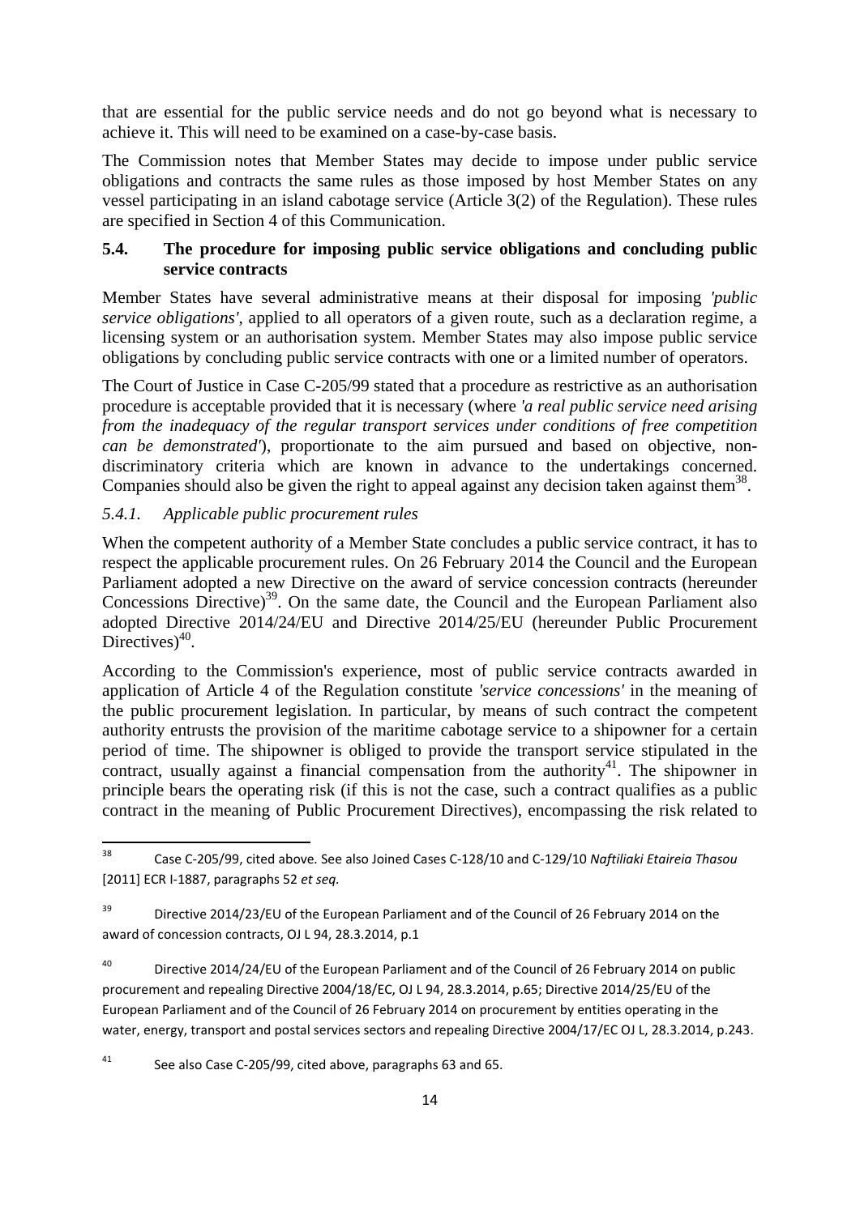that are essential for the public service needs and do not go beyond what is necessary to achieve it. This will need to be examined on a case-by-case basis.

The Commission notes that Member States may decide to impose under public service obligations and contracts the same rules as those imposed by host Member States on any vessel participating in an island cabotage service (Article 3(2) of the Regulation). These rules are specified in Section 4 of this Communication.

### 5.4. The procedure for imposing public service obligations and concluding public service contracts

Member States have several administrative means at their disposal for imposing *'public service obligations'*, applied to all operators of a given route, such as a declaration regime, a licensing system or an authorisation system. Member States may also impose public service obligations by concluding public service contracts with one or a limited number of operators.

The Court of Justice in Case C-205/99 stated that a procedure as restrictive as an authorisation procedure is acceptable provided that it is necessary (where *'a real public service need arising from the inadequacy of the regular transport services under conditions of free competition can be demonstrated'*), proportionate to the aim pursued and based on objective, non-discriminatory criteria which are known in advance to the undertakings concerned. Companies should also be given the right to appeal against any decision taken against them[38].

#### *5.4.1. Applicable public procurement rules*

When the competent authority of a Member State concludes a public service contract, it has to respect the applicable procurement rules. On 26 February 2014 the Council and the European Parliament adopted a new Directive on the award of service concession contracts (hereunder Concessions Directive)[39]. On the same date, the Council and the European Parliament also adopted Directive 2014/24/EU and Directive 2014/25/EU (hereunder Public Procurement Directives)[40].

According to the Commission's experience, most of public service contracts awarded in application of Article 4 of the Regulation constitute *'service concessions'* in the meaning of the public procurement legislation. In particular, by means of such contract the competent authority entrusts the provision of the maritime cabotage service to a shipowner for a certain period of time. The shipowner is obliged to provide the transport service stipulated in the contract, usually against a financial compensation from the authority[41]. The shipowner in principle bears the operating risk (if this is not the case, such a contract qualifies as a public contract in the meaning of Public Procurement Directives), encompassing the risk related to

---

[38] Case C-205/99, cited above. See also Joined Cases C-128/10 and C-129/10 *Naftiliaki Etaireia Thasou* [2011] ECR I-1887, paragraphs 52 *et seq.*

[39] Directive 2014/23/EU of the European Parliament and of the Council of 26 February 2014 on the award of concession contracts, OJ L 94, 28.3.2014, p.1

[40] Directive 2014/24/EU of the European Parliament and of the Council of 26 February 2014 on public procurement and repealing Directive 2004/18/EC, OJ L 94, 28.3.2014, p.65; Directive 2014/25/EU of the European Parliament and of the Council of 26 February 2014 on procurement by entities operating in the water, energy, transport and postal services sectors and repealing Directive 2004/17/EC OJ L, 28.3.2014, p.243.

[41] See also Case C-205/99, cited above, paragraphs 63 and 65.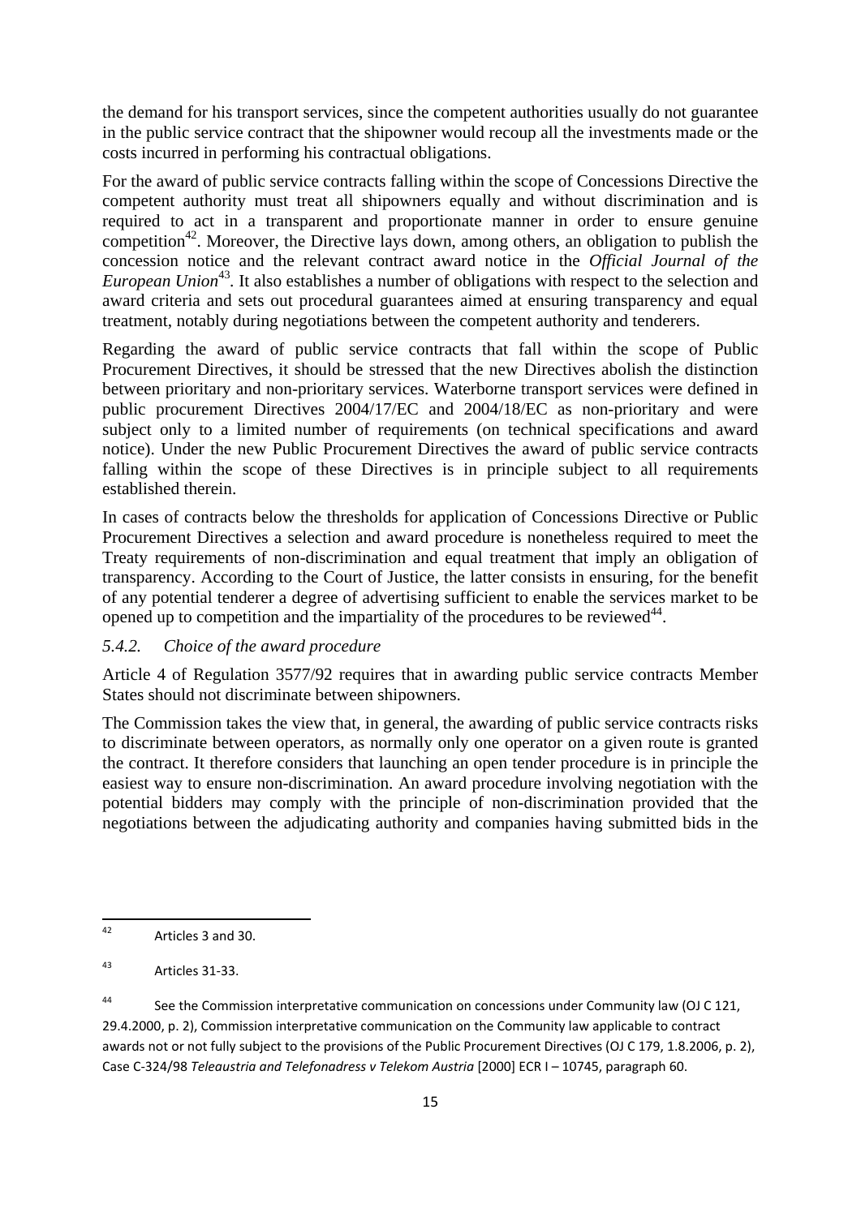the demand for his transport services, since the competent authorities usually do not guarantee in the public service contract that the shipowner would recoup all the investments made or the costs incurred in performing his contractual obligations.

For the award of public service contracts falling within the scope of Concessions Directive the competent authority must treat all shipowners equally and without discrimination and is required to act in a transparent and proportionate manner in order to ensure genuine competition[42]. Moreover, the Directive lays down, among others, an obligation to publish the concession notice and the relevant contract award notice in the *Official Journal of the European Union*[43]. It also establishes a number of obligations with respect to the selection and award criteria and sets out procedural guarantees aimed at ensuring transparency and equal treatment, notably during negotiations between the competent authority and tenderers.

Regarding the award of public service contracts that fall within the scope of Public Procurement Directives, it should be stressed that the new Directives abolish the distinction between prioritary and non-prioritary services. Waterborne transport services were defined in public procurement Directives 2004/17/EC and 2004/18/EC as non-prioritary and were subject only to a limited number of requirements (on technical specifications and award notice). Under the new Public Procurement Directives the award of public service contracts falling within the scope of these Directives is in principle subject to all requirements established therein.

In cases of contracts below the thresholds for application of Concessions Directive or Public Procurement Directives a selection and award procedure is nonetheless required to meet the Treaty requirements of non-discrimination and equal treatment that imply an obligation of transparency. According to the Court of Justice, the latter consists in ensuring, for the benefit of any potential tenderer a degree of advertising sufficient to enable the services market to be opened up to competition and the impartiality of the procedures to be reviewed[44].

### *5.4.2. Choice of the award procedure*

Article 4 of Regulation 3577/92 requires that in awarding public service contracts Member States should not discriminate between shipowners.

The Commission takes the view that, in general, the awarding of public service contracts risks to discriminate between operators, as normally only one operator on a given route is granted the contract. It therefore considers that launching an open tender procedure is in principle the easiest way to ensure non-discrimination. An award procedure involving negotiation with the potential bidders may comply with the principle of non-discrimination provided that the negotiations between the adjudicating authority and companies having submitted bids in the

---

[42] Articles 3 and 30.

[43] Articles 31-33.

[44] See the Commission interpretative communication on concessions under Community law (OJ C 121, 29.4.2000, p. 2), Commission interpretative communication on the Community law applicable to contract awards not or not fully subject to the provisions of the Public Procurement Directives (OJ C 179, 1.8.2006, p. 2), Case C-324/98 *Teleaustria and Telefonadress v Telekom Austria* [2000] ECR I – 10745, paragraph 60.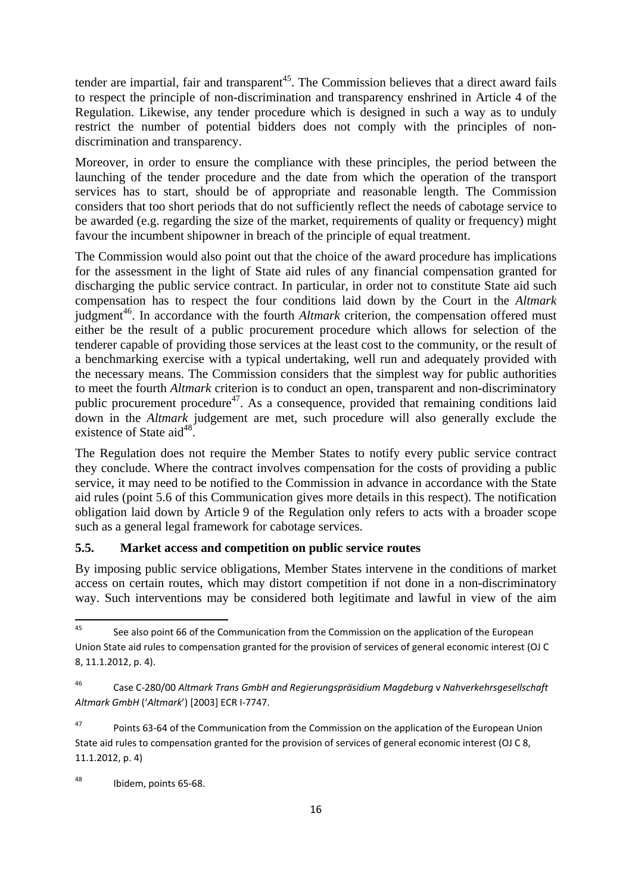tender are impartial, fair and transparent[45]. The Commission believes that a direct award fails to respect the principle of non-discrimination and transparency enshrined in Article 4 of the Regulation. Likewise, any tender procedure which is designed in such a way as to unduly restrict the number of potential bidders does not comply with the principles of non-discrimination and transparency.

Moreover, in order to ensure the compliance with these principles, the period between the launching of the tender procedure and the date from which the operation of the transport services has to start, should be of appropriate and reasonable length. The Commission considers that too short periods that do not sufficiently reflect the needs of cabotage service to be awarded (e.g. regarding the size of the market, requirements of quality or frequency) might favour the incumbent shipowner in breach of the principle of equal treatment.

The Commission would also point out that the choice of the award procedure has implications for the assessment in the light of State aid rules of any financial compensation granted for discharging the public service contract. In particular, in order not to constitute State aid such compensation has to respect the four conditions laid down by the Court in the *Altmark* judgment[46]. In accordance with the fourth *Altmark* criterion, the compensation offered must either be the result of a public procurement procedure which allows for selection of the tenderer capable of providing those services at the least cost to the community, or the result of a benchmarking exercise with a typical undertaking, well run and adequately provided with the necessary means. The Commission considers that the simplest way for public authorities to meet the fourth *Altmark* criterion is to conduct an open, transparent and non-discriminatory public procurement procedure[47]. As a consequence, provided that remaining conditions laid down in the *Altmark* judgement are met, such procedure will also generally exclude the existence of State aid[48].

The Regulation does not require the Member States to notify every public service contract they conclude. Where the contract involves compensation for the costs of providing a public service, it may need to be notified to the Commission in advance in accordance with the State aid rules (point 5.6 of this Communication gives more details in this respect). The notification obligation laid down by Article 9 of the Regulation only refers to acts with a broader scope such as a general legal framework for cabotage services.

### 5.5. Market access and competition on public service routes

By imposing public service obligations, Member States intervene in the conditions of market access on certain routes, which may distort competition if not done in a non-discriminatory way. Such interventions may be considered both legitimate and lawful in view of the aim

---

[45] See also point 66 of the Communication from the Commission on the application of the European Union State aid rules to compensation granted for the provision of services of general economic interest (OJ C 8, 11.1.2012, p. 4).

[46] Case C-280/00 *Altmark Trans GmbH and Regierungspräsidium Magdeburg* v *Nahverkehrsgesellschaft Altmark GmbH* ('*Altmark*') [2003] ECR I-7747.

[47] Points 63-64 of the Communication from the Commission on the application of the European Union State aid rules to compensation granted for the provision of services of general economic interest (OJ C 8, 11.1.2012, p. 4)

[48] Ibidem, points 65-68.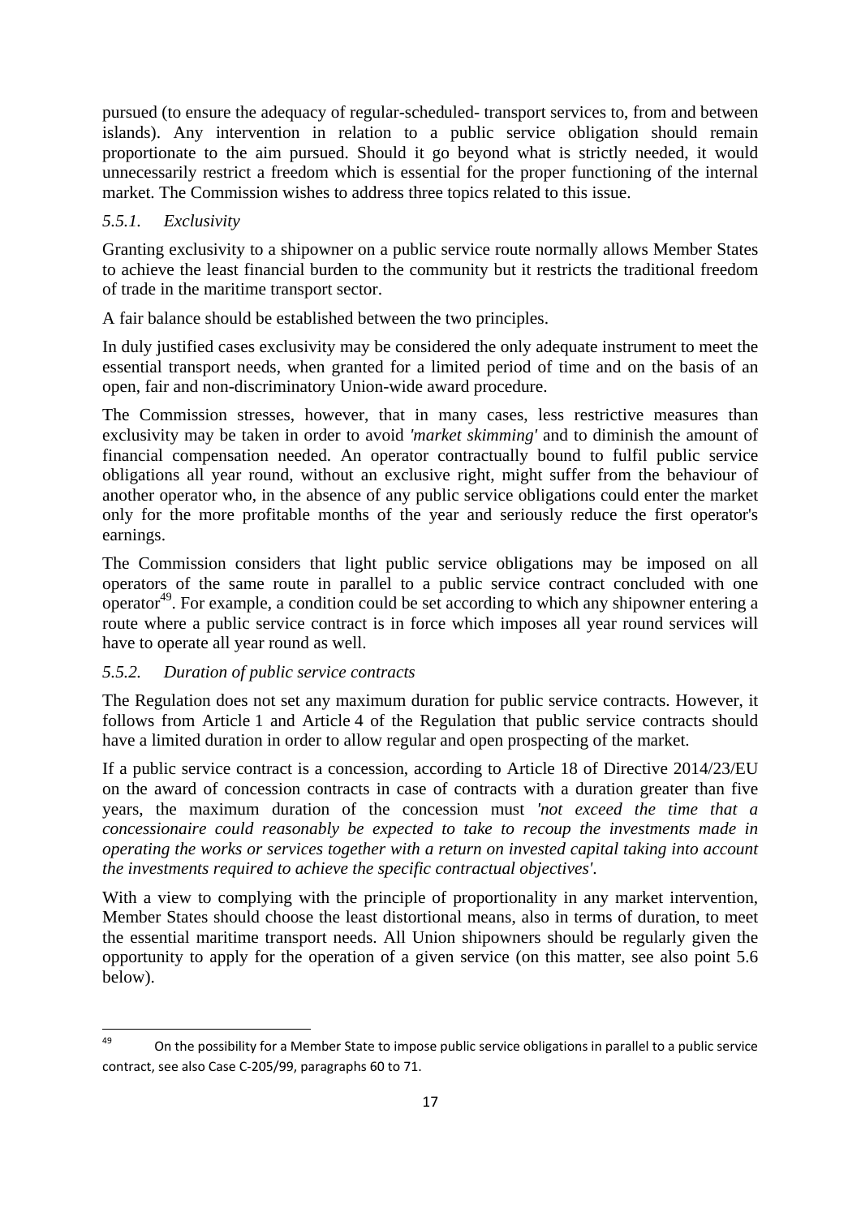pursued (to ensure the adequacy of regular-scheduled- transport services to, from and between islands). Any intervention in relation to a public service obligation should remain proportionate to the aim pursued. Should it go beyond what is strictly needed, it would unnecessarily restrict a freedom which is essential for the proper functioning of the internal market. The Commission wishes to address three topics related to this issue.

### *5.5.1. Exclusivity*

Granting exclusivity to a shipowner on a public service route normally allows Member States to achieve the least financial burden to the community but it restricts the traditional freedom of trade in the maritime transport sector.

A fair balance should be established between the two principles.

In duly justified cases exclusivity may be considered the only adequate instrument to meet the essential transport needs, when granted for a limited period of time and on the basis of an open, fair and non-discriminatory Union-wide award procedure.

The Commission stresses, however, that in many cases, less restrictive measures than exclusivity may be taken in order to avoid *'market skimming'* and to diminish the amount of financial compensation needed. An operator contractually bound to fulfil public service obligations all year round, without an exclusive right, might suffer from the behaviour of another operator who, in the absence of any public service obligations could enter the market only for the more profitable months of the year and seriously reduce the first operator's earnings.

The Commission considers that light public service obligations may be imposed on all operators of the same route in parallel to a public service contract concluded with one operator[49]. For example, a condition could be set according to which any shipowner entering a route where a public service contract is in force which imposes all year round services will have to operate all year round as well.

### *5.5.2. Duration of public service contracts*

The Regulation does not set any maximum duration for public service contracts. However, it follows from Article 1 and Article 4 of the Regulation that public service contracts should have a limited duration in order to allow regular and open prospecting of the market.

If a public service contract is a concession, according to Article 18 of Directive 2014/23/EU on the award of concession contracts in case of contracts with a duration greater than five years, the maximum duration of the concession must *'not exceed the time that a concessionaire could reasonably be expected to take to recoup the investments made in operating the works or services together with a return on invested capital taking into account the investments required to achieve the specific contractual objectives'*.

With a view to complying with the principle of proportionality in any market intervention, Member States should choose the least distortional means, also in terms of duration, to meet the essential maritime transport needs. All Union shipowners should be regularly given the opportunity to apply for the operation of a given service (on this matter, see also point 5.6 below).

---

[49] On the possibility for a Member State to impose public service obligations in parallel to a public service contract, see also Case C-205/99, paragraphs 60 to 71.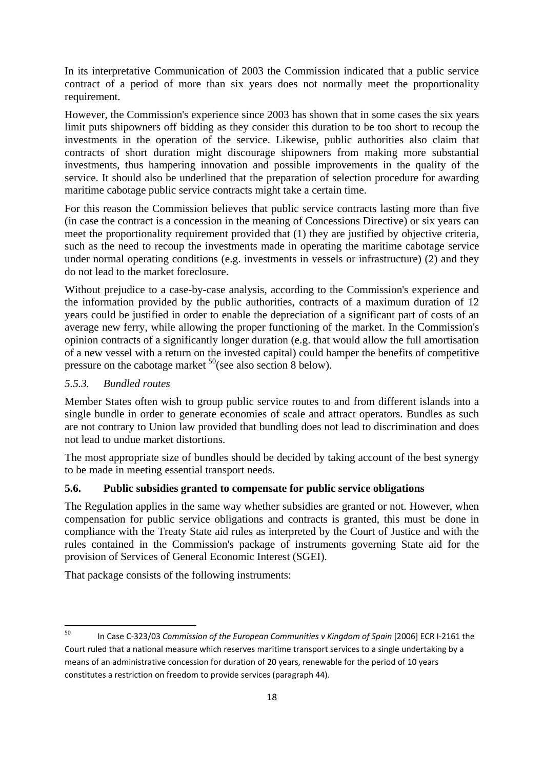In its interpretative Communication of 2003 the Commission indicated that a public service contract of a period of more than six years does not normally meet the proportionality requirement.

However, the Commission's experience since 2003 has shown that in some cases the six years limit puts shipowners off bidding as they consider this duration to be too short to recoup the investments in the operation of the service. Likewise, public authorities also claim that contracts of short duration might discourage shipowners from making more substantial investments, thus hampering innovation and possible improvements in the quality of the service. It should also be underlined that the preparation of selection procedure for awarding maritime cabotage public service contracts might take a certain time.

For this reason the Commission believes that public service contracts lasting more than five (in case the contract is a concession in the meaning of Concessions Directive) or six years can meet the proportionality requirement provided that (1) they are justified by objective criteria, such as the need to recoup the investments made in operating the maritime cabotage service under normal operating conditions (e.g. investments in vessels or infrastructure) (2) and they do not lead to the market foreclosure.

Without prejudice to a case-by-case analysis, according to the Commission's experience and the information provided by the public authorities, contracts of a maximum duration of 12 years could be justified in order to enable the depreciation of a significant part of costs of an average new ferry, while allowing the proper functioning of the market. In the Commission's opinion contracts of a significantly longer duration (e.g. that would allow the full amortisation of a new vessel with a return on the invested capital) could hamper the benefits of competitive pressure on the cabotage market [50](see also section 8 below).

### *5.5.3. Bundled routes*

Member States often wish to group public service routes to and from different islands into a single bundle in order to generate economies of scale and attract operators. Bundles as such are not contrary to Union law provided that bundling does not lead to discrimination and does not lead to undue market distortions.

The most appropriate size of bundles should be decided by taking account of the best synergy to be made in meeting essential transport needs.

## **5.6. Public subsidies granted to compensate for public service obligations**

The Regulation applies in the same way whether subsidies are granted or not. However, when compensation for public service obligations and contracts is granted, this must be done in compliance with the Treaty State aid rules as interpreted by the Court of Justice and with the rules contained in the Commission's package of instruments governing State aid for the provision of Services of General Economic Interest (SGEI).

That package consists of the following instruments:

---

[50] In Case C-323/03 *Commission of the European Communities v Kingdom of Spain* [2006] ECR I-2161 the Court ruled that a national measure which reserves maritime transport services to a single undertaking by a means of an administrative concession for duration of 20 years, renewable for the period of 10 years constitutes a restriction on freedom to provide services (paragraph 44).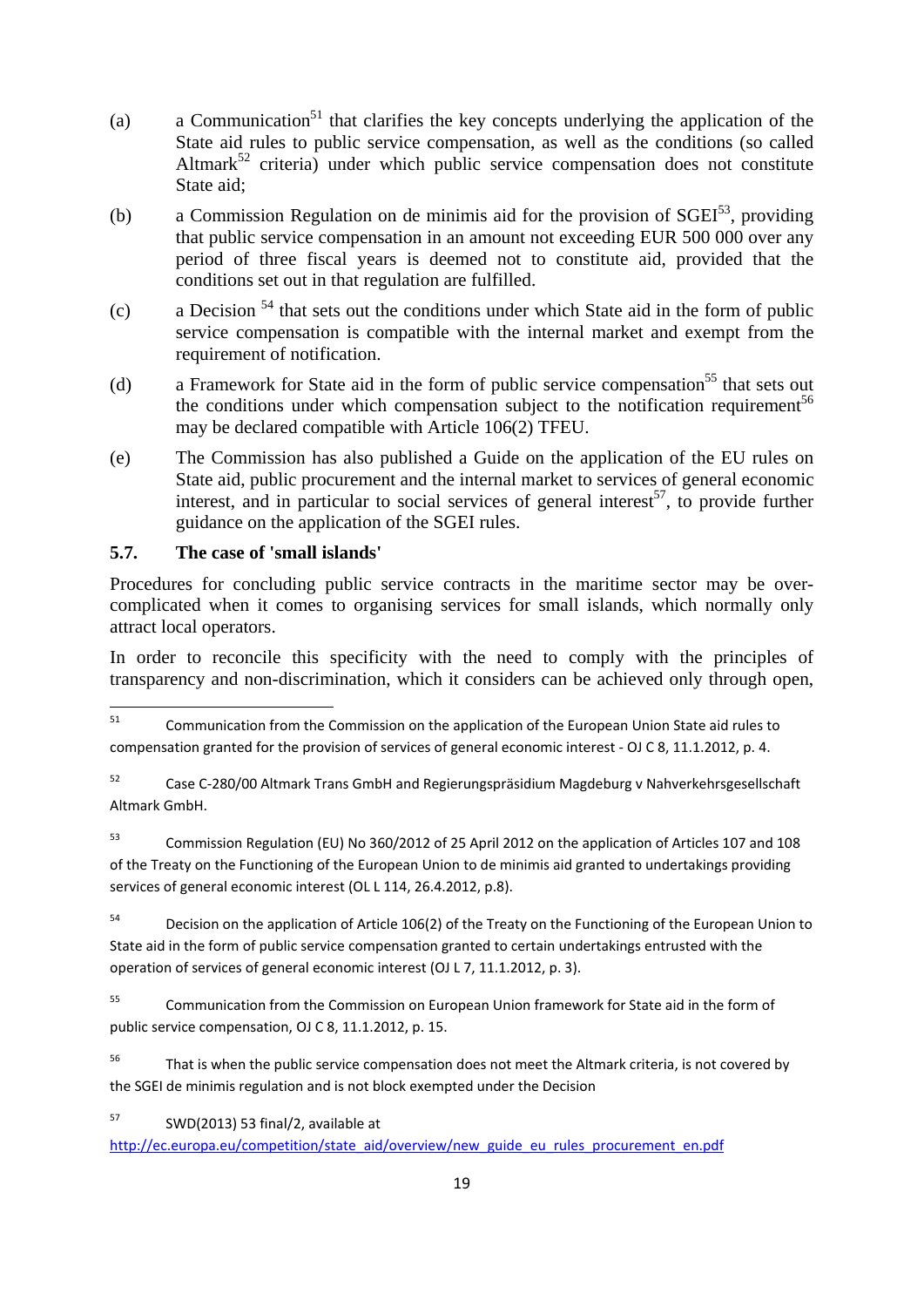(a) a Communication[51] that clarifies the key concepts underlying the application of the State aid rules to public service compensation, as well as the conditions (so called Altmark[52] criteria) under which public service compensation does not constitute State aid;

(b) a Commission Regulation on de minimis aid for the provision of SGEI[53], providing that public service compensation in an amount not exceeding EUR 500 000 over any period of three fiscal years is deemed not to constitute aid, provided that the conditions set out in that regulation are fulfilled.

(c) a Decision [54] that sets out the conditions under which State aid in the form of public service compensation is compatible with the internal market and exempt from the requirement of notification.

(d) a Framework for State aid in the form of public service compensation[55] that sets out the conditions under which compensation subject to the notification requirement[56] may be declared compatible with Article 106(2) TFEU.

(e) The Commission has also published a Guide on the application of the EU rules on State aid, public procurement and the internal market to services of general economic interest, and in particular to social services of general interest[57], to provide further guidance on the application of the SGEI rules.

### 5.7. The case of 'small islands'

Procedures for concluding public service contracts in the maritime sector may be over-complicated when it comes to organising services for small islands, which normally only attract local operators.

In order to reconcile this specificity with the need to comply with the principles of transparency and non-discrimination, which it considers can be achieved only through open,

---

[51] Communication from the Commission on the application of the European Union State aid rules to compensation granted for the provision of services of general economic interest - OJ C 8, 11.1.2012, p. 4.

[52] Case C-280/00 Altmark Trans GmbH and Regierungspräsidium Magdeburg v Nahverkehrsgesellschaft Altmark GmbH.

[53] Commission Regulation (EU) No 360/2012 of 25 April 2012 on the application of Articles 107 and 108 of the Treaty on the Functioning of the European Union to de minimis aid granted to undertakings providing services of general economic interest (OL L 114, 26.4.2012, p.8).

[54] Decision on the application of Article 106(2) of the Treaty on the Functioning of the European Union to State aid in the form of public service compensation granted to certain undertakings entrusted with the operation of services of general economic interest (OJ L 7, 11.1.2012, p. 3).

[55] Communication from the Commission on European Union framework for State aid in the form of public service compensation, OJ C 8, 11.1.2012, p. 15.

[56] That is when the public service compensation does not meet the Altmark criteria, is not covered by the SGEI de minimis regulation and is not block exempted under the Decision

[57] SWD(2013) 53 final/2, available at http://ec.europa.eu/competition/state_aid/overview/new_guide_eu_rules_procurement_en.pdf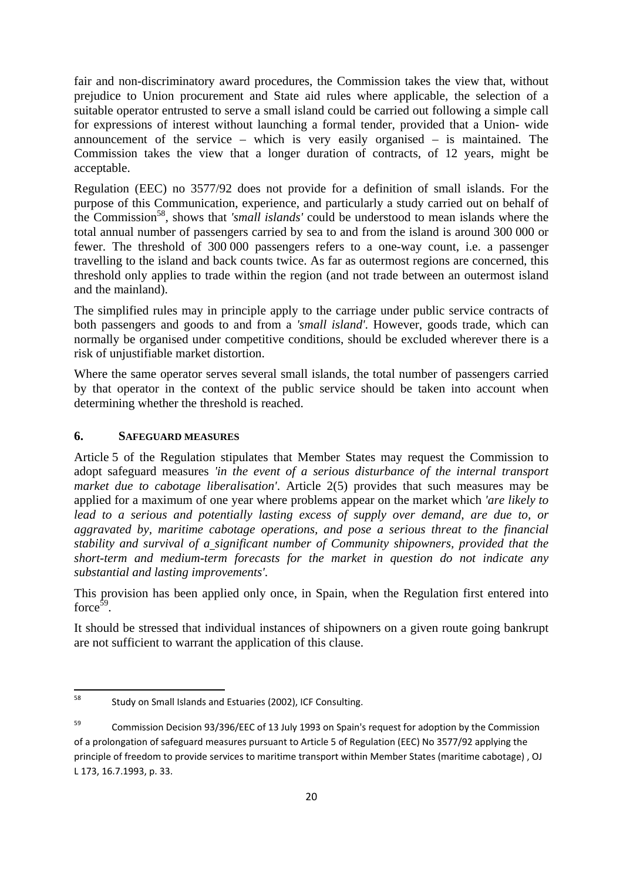fair and non-discriminatory award procedures, the Commission takes the view that, without prejudice to Union procurement and State aid rules where applicable, the selection of a suitable operator entrusted to serve a small island could be carried out following a simple call for expressions of interest without launching a formal tender, provided that a Union- wide announcement of the service – which is very easily organised – is maintained. The Commission takes the view that a longer duration of contracts, of 12 years, might be acceptable.

Regulation (EEC) no 3577/92 does not provide for a definition of small islands. For the purpose of this Communication, experience, and particularly a study carried out on behalf of the Commission[58], shows that *'small islands'* could be understood to mean islands where the total annual number of passengers carried by sea to and from the island is around 300 000 or fewer. The threshold of 300 000 passengers refers to a one-way count, i.e. a passenger travelling to the island and back counts twice. As far as outermost regions are concerned, this threshold only applies to trade within the region (and not trade between an outermost island and the mainland).

The simplified rules may in principle apply to the carriage under public service contracts of both passengers and goods to and from a *'small island'*. However, goods trade, which can normally be organised under competitive conditions, should be excluded wherever there is a risk of unjustifiable market distortion.

Where the same operator serves several small islands, the total number of passengers carried by that operator in the context of the public service should be taken into account when determining whether the threshold is reached.

## 6. SAFEGUARD MEASURES

Article 5 of the Regulation stipulates that Member States may request the Commission to adopt safeguard measures *'in the event of a serious disturbance of the internal transport market due to cabotage liberalisation'*. Article 2(5) provides that such measures may be applied for a maximum of one year where problems appear on the market which *'are likely to lead to a serious and potentially lasting excess of supply over demand, are due to, or aggravated by, maritime cabotage operations, and pose a serious threat to the financial stability and survival of a significant number of Community shipowners, provided that the short-term and medium-term forecasts for the market in question do not indicate any substantial and lasting improvements'*.

This provision has been applied only once, in Spain, when the Regulation first entered into force[59].

It should be stressed that individual instances of shipowners on a given route going bankrupt are not sufficient to warrant the application of this clause.

---

[58] Study on Small Islands and Estuaries (2002), ICF Consulting.

[59] Commission Decision 93/396/EEC of 13 July 1993 on Spain's request for adoption by the Commission of a prolongation of safeguard measures pursuant to Article 5 of Regulation (EEC) No 3577/92 applying the principle of freedom to provide services to maritime transport within Member States (maritime cabotage) , OJ L 173, 16.7.1993, p. 33.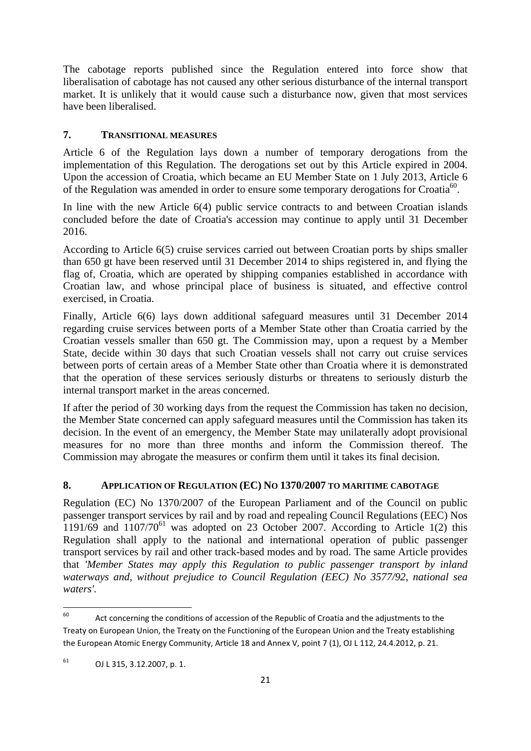The cabotage reports published since the Regulation entered into force show that liberalisation of cabotage has not caused any other serious disturbance of the internal transport market. It is unlikely that it would cause such a disturbance now, given that most services have been liberalised.

## 7. TRANSITIONAL MEASURES

Article 6 of the Regulation lays down a number of temporary derogations from the implementation of this Regulation. The derogations set out by this Article expired in 2004. Upon the accession of Croatia, which became an EU Member State on 1 July 2013, Article 6 of the Regulation was amended in order to ensure some temporary derogations for Croatia[60].

In line with the new Article 6(4) public service contracts to and between Croatian islands concluded before the date of Croatia's accession may continue to apply until 31 December 2016.

According to Article 6(5) cruise services carried out between Croatian ports by ships smaller than 650 gt have been reserved until 31 December 2014 to ships registered in, and flying the flag of, Croatia, which are operated by shipping companies established in accordance with Croatian law, and whose principal place of business is situated, and effective control exercised, in Croatia.

Finally, Article 6(6) lays down additional safeguard measures until 31 December 2014 regarding cruise services between ports of a Member State other than Croatia carried by the Croatian vessels smaller than 650 gt. The Commission may, upon a request by a Member State, decide within 30 days that such Croatian vessels shall not carry out cruise services between ports of certain areas of a Member State other than Croatia where it is demonstrated that the operation of these services seriously disturbs or threatens to seriously disturb the internal transport market in the areas concerned.

If after the period of 30 working days from the request the Commission has taken no decision, the Member State concerned can apply safeguard measures until the Commission has taken its decision. In the event of an emergency, the Member State may unilaterally adopt provisional measures for no more than three months and inform the Commission thereof. The Commission may abrogate the measures or confirm them until it takes its final decision.

## 8. APPLICATION OF REGULATION (EC) NO 1370/2007 TO MARITIME CABOTAGE

Regulation (EC) No 1370/2007 of the European Parliament and of the Council on public passenger transport services by rail and by road and repealing Council Regulations (EEC) Nos 1191/69 and 1107/70[61] was adopted on 23 October 2007. According to Article 1(2) this Regulation shall apply to the national and international operation of public passenger transport services by rail and other track-based modes and by road. The same Article provides that *'Member States may apply this Regulation to public passenger transport by inland waterways and, without prejudice to Council Regulation (EEC) No 3577/92, national sea waters'.*

---

[60] Act concerning the conditions of accession of the Republic of Croatia and the adjustments to the Treaty on European Union, the Treaty on the Functioning of the European Union and the Treaty establishing the European Atomic Energy Community, Article 18 and Annex V, point 7 (1), OJ L 112, 24.4.2012, p. 21.

[61] OJ L 315, 3.12.2007, p. 1.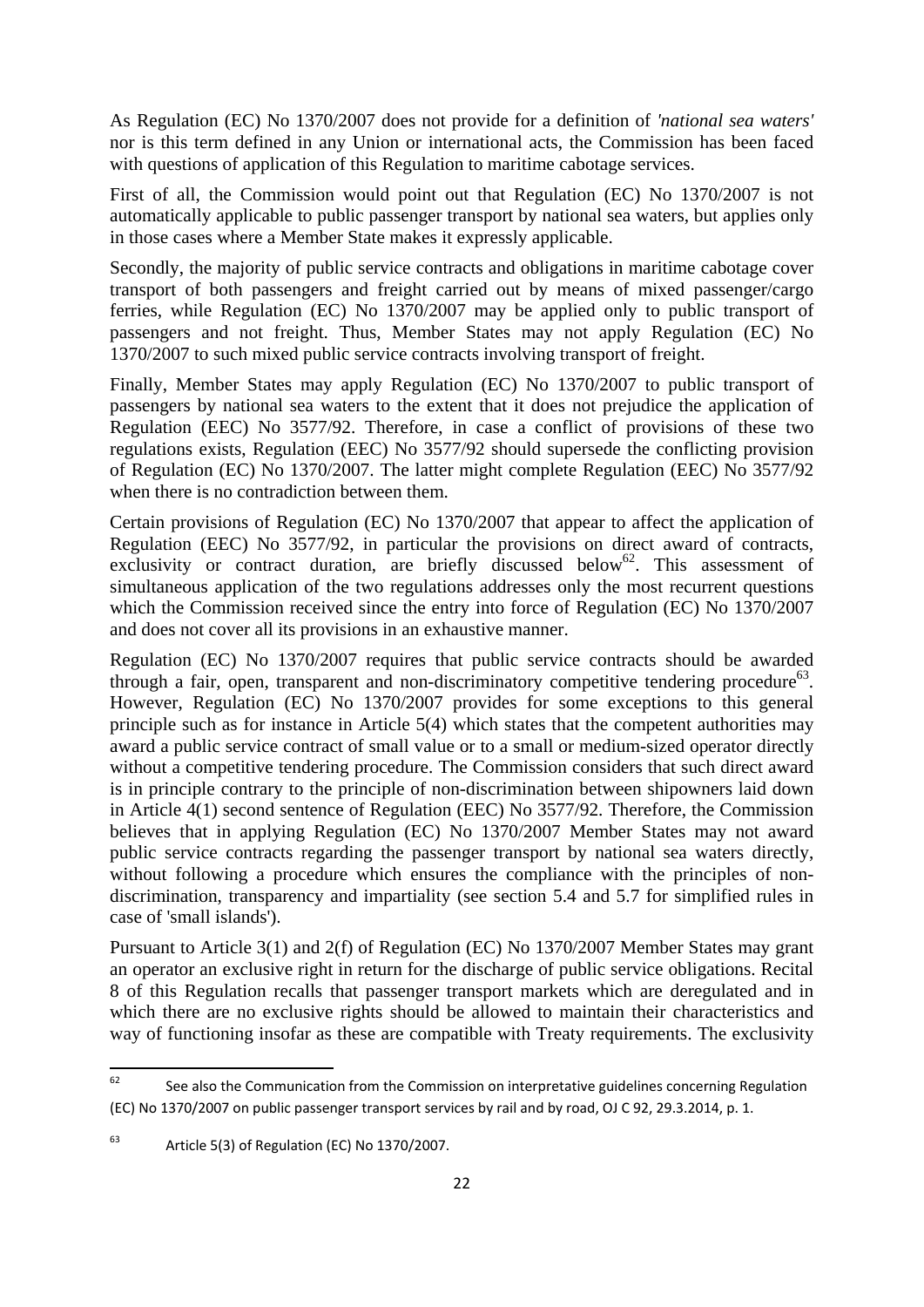As Regulation (EC) No 1370/2007 does not provide for a definition of *'national sea waters'* nor is this term defined in any Union or international acts, the Commission has been faced with questions of application of this Regulation to maritime cabotage services.

First of all, the Commission would point out that Regulation (EC) No 1370/2007 is not automatically applicable to public passenger transport by national sea waters, but applies only in those cases where a Member State makes it expressly applicable.

Secondly, the majority of public service contracts and obligations in maritime cabotage cover transport of both passengers and freight carried out by means of mixed passenger/cargo ferries, while Regulation (EC) No 1370/2007 may be applied only to public transport of passengers and not freight. Thus, Member States may not apply Regulation (EC) No 1370/2007 to such mixed public service contracts involving transport of freight.

Finally, Member States may apply Regulation (EC) No 1370/2007 to public transport of passengers by national sea waters to the extent that it does not prejudice the application of Regulation (EEC) No 3577/92. Therefore, in case a conflict of provisions of these two regulations exists, Regulation (EEC) No 3577/92 should supersede the conflicting provision of Regulation (EC) No 1370/2007. The latter might complete Regulation (EEC) No 3577/92 when there is no contradiction between them.

Certain provisions of Regulation (EC) No 1370/2007 that appear to affect the application of Regulation (EEC) No 3577/92, in particular the provisions on direct award of contracts, exclusivity or contract duration, are briefly discussed below[62]. This assessment of simultaneous application of the two regulations addresses only the most recurrent questions which the Commission received since the entry into force of Regulation (EC) No 1370/2007 and does not cover all its provisions in an exhaustive manner.

Regulation (EC) No 1370/2007 requires that public service contracts should be awarded through a fair, open, transparent and non-discriminatory competitive tendering procedure[63]. However, Regulation (EC) No 1370/2007 provides for some exceptions to this general principle such as for instance in Article 5(4) which states that the competent authorities may award a public service contract of small value or to a small or medium-sized operator directly without a competitive tendering procedure. The Commission considers that such direct award is in principle contrary to the principle of non-discrimination between shipowners laid down in Article 4(1) second sentence of Regulation (EEC) No 3577/92. Therefore, the Commission believes that in applying Regulation (EC) No 1370/2007 Member States may not award public service contracts regarding the passenger transport by national sea waters directly, without following a procedure which ensures the compliance with the principles of non-discrimination, transparency and impartiality (see section 5.4 and 5.7 for simplified rules in case of 'small islands').

Pursuant to Article 3(1) and 2(f) of Regulation (EC) No 1370/2007 Member States may grant an operator an exclusive right in return for the discharge of public service obligations. Recital 8 of this Regulation recalls that passenger transport markets which are deregulated and in which there are no exclusive rights should be allowed to maintain their characteristics and way of functioning insofar as these are compatible with Treaty requirements. The exclusivity

---

[62] See also the Communication from the Commission on interpretative guidelines concerning Regulation (EC) No 1370/2007 on public passenger transport services by rail and by road, OJ C 92, 29.3.2014, p. 1.

[63] Article 5(3) of Regulation (EC) No 1370/2007.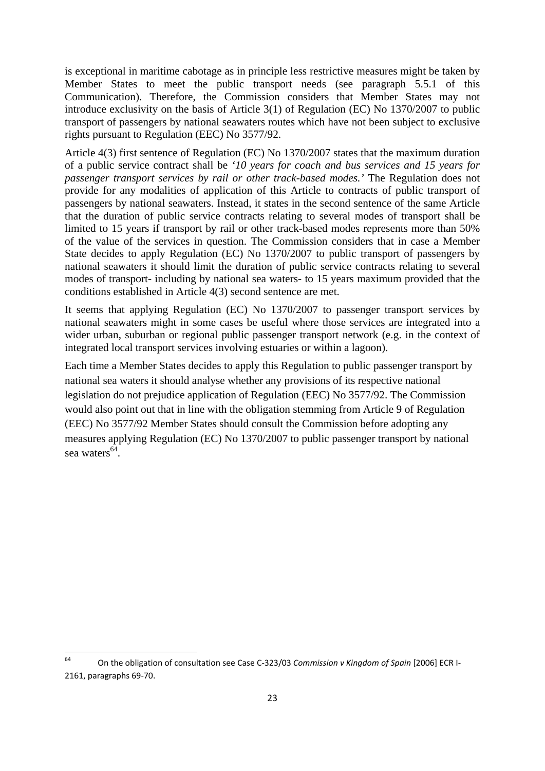is exceptional in maritime cabotage as in principle less restrictive measures might be taken by Member States to meet the public transport needs (see paragraph 5.5.1 of this Communication). Therefore, the Commission considers that Member States may not introduce exclusivity on the basis of Article 3(1) of Regulation (EC) No 1370/2007 to public transport of passengers by national seawaters routes which have not been subject to exclusive rights pursuant to Regulation (EEC) No 3577/92.

Article 4(3) first sentence of Regulation (EC) No 1370/2007 states that the maximum duration of a public service contract shall be *'10 years for coach and bus services and 15 years for passenger transport services by rail or other track-based modes.'* The Regulation does not provide for any modalities of application of this Article to contracts of public transport of passengers by national seawaters. Instead, it states in the second sentence of the same Article that the duration of public service contracts relating to several modes of transport shall be limited to 15 years if transport by rail or other track-based modes represents more than 50% of the value of the services in question. The Commission considers that in case a Member State decides to apply Regulation (EC) No 1370/2007 to public transport of passengers by national seawaters it should limit the duration of public service contracts relating to several modes of transport- including by national sea waters- to 15 years maximum provided that the conditions established in Article 4(3) second sentence are met.

It seems that applying Regulation (EC) No 1370/2007 to passenger transport services by national seawaters might in some cases be useful where those services are integrated into a wider urban, suburban or regional public passenger transport network (e.g. in the context of integrated local transport services involving estuaries or within a lagoon).

Each time a Member States decides to apply this Regulation to public passenger transport by national sea waters it should analyse whether any provisions of its respective national legislation do not prejudice application of Regulation (EEC) No 3577/92. The Commission would also point out that in line with the obligation stemming from Article 9 of Regulation (EEC) No 3577/92 Member States should consult the Commission before adopting any measures applying Regulation (EC) No 1370/2007 to public passenger transport by national sea waters[64].

[64] On the obligation of consultation see Case C-323/03 *Commission v Kingdom of Spain* [2006] ECR I-2161, paragraphs 69-70.